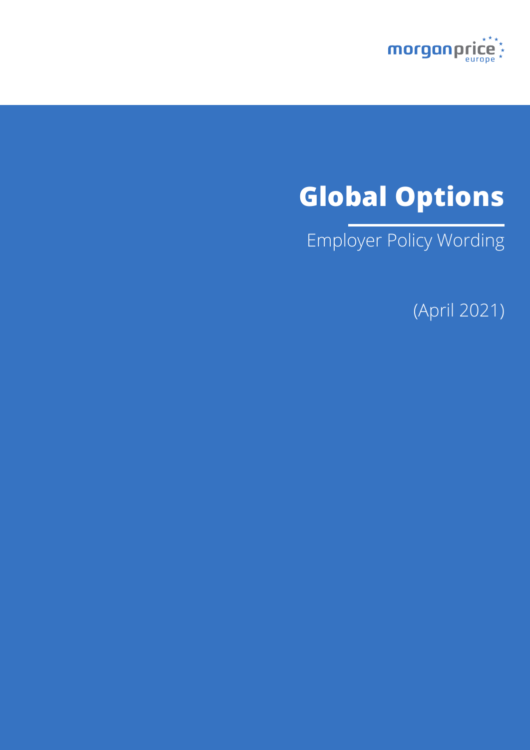morganprice europe

# Global Options

Employer Policy Wording

(April 2021)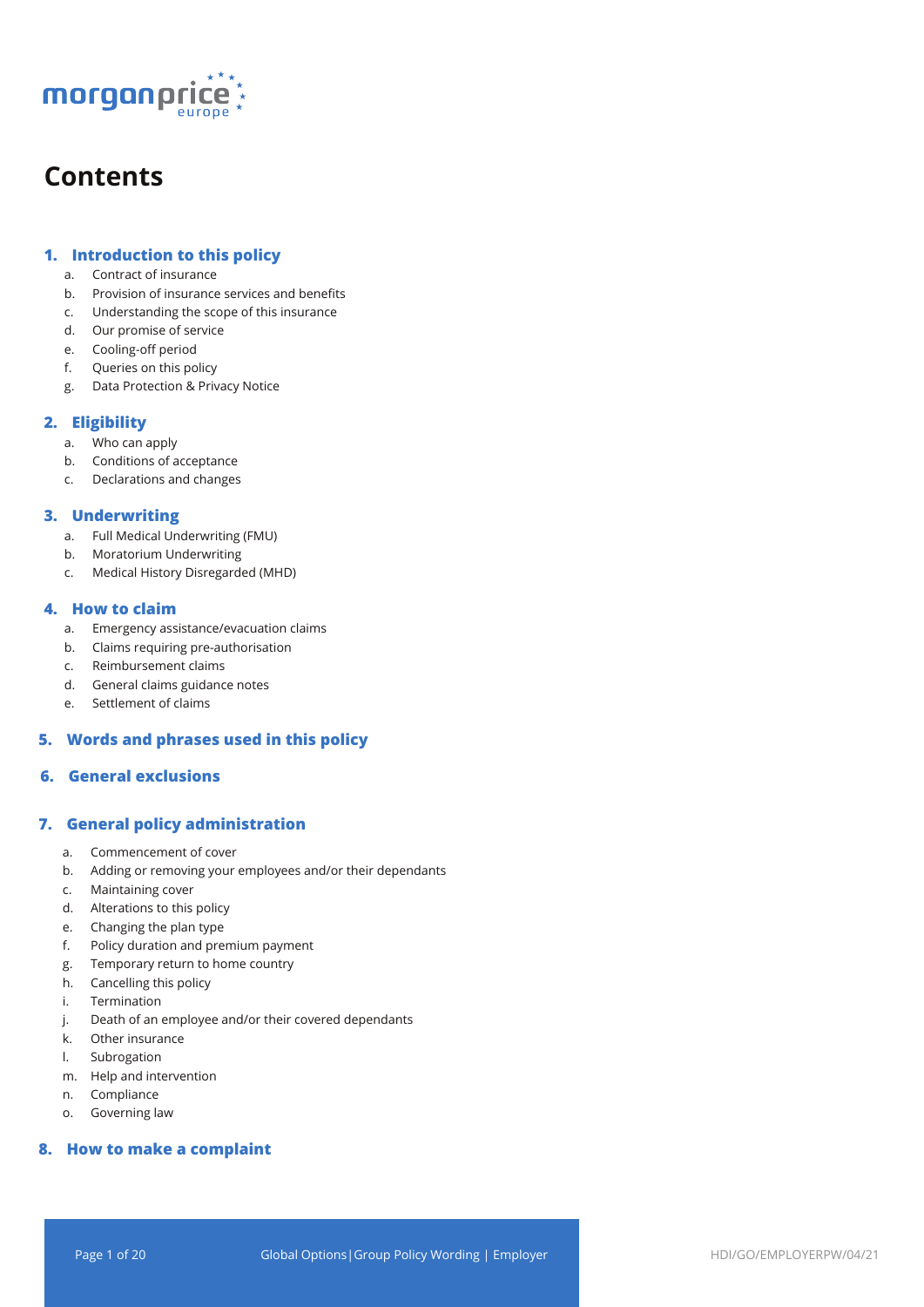# Contents

## 1. Introduction to this policy

a. Contract of insurance
b. Provision of insurance services and benefits
c. Understanding the scope of this insurance
d. Our promise of service
e. Cooling-off period
f. Queries on this policy
g. Data Protection & Privacy Notice

## 2. Eligibility

a. Who can apply
b. Conditions of acceptance
c. Declarations and changes

## 3. Underwriting

a. Full Medical Underwriting (FMU)
b. Moratorium Underwriting
c. Medical History Disregarded (MHD)

## 4. How to claim

a. Emergency assistance/evacuation claims
b. Claims requiring pre-authorisation
c. Reimbursement claims
d. General claims guidance notes
e. Settlement of claims

## 5. Words and phrases used in this policy

## 6. General exclusions

## 7. General policy administration

a. Commencement of cover
b. Adding or removing your employees and/or their dependants
c. Maintaining cover
d. Alterations to this policy
e. Changing the plan type
f. Policy duration and premium payment
g. Temporary return to home country
h. Cancelling this policy
i. Termination
j. Death of an employee and/or their covered dependants
k. Other insurance
l. Subrogation
m. Help and intervention
n. Compliance
o. Governing law

## 8. How to make a complaint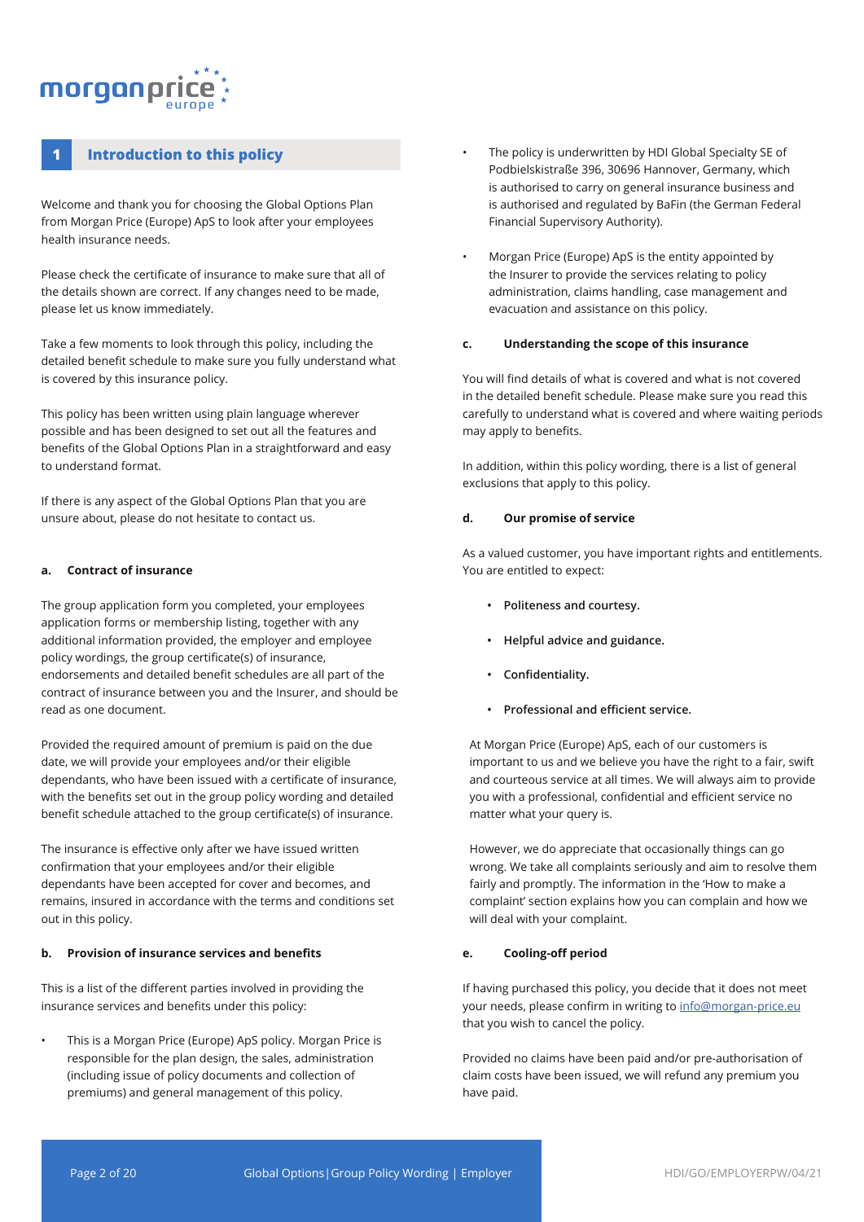## 1 Introduction to this policy

Welcome and thank you for choosing the Global Options Plan from Morgan Price (Europe) ApS to look after your employees health insurance needs.

Please check the certificate of insurance to make sure that all of the details shown are correct. If any changes need to be made, please let us know immediately.

Take a few moments to look through this policy, including the detailed benefit schedule to make sure you fully understand what is covered by this insurance policy.

This policy has been written using plain language wherever possible and has been designed to set out all the features and benefits of the Global Options Plan in a straightforward and easy to understand format.

If there is any aspect of the Global Options Plan that you are unsure about, please do not hesitate to contact us.

### a. Contract of insurance

The group application form you completed, your employees application forms or membership listing, together with any additional information provided, the employer and employee policy wordings, the group certificate(s) of insurance, endorsements and detailed benefit schedules are all part of the contract of insurance between you and the Insurer, and should be read as one document.

Provided the required amount of premium is paid on the due date, we will provide your employees and/or their eligible dependants, who have been issued with a certificate of insurance, with the benefits set out in the group policy wording and detailed benefit schedule attached to the group certificate(s) of insurance.

The insurance is effective only after we have issued written confirmation that your employees and/or their eligible dependants have been accepted for cover and becomes, and remains, insured in accordance with the terms and conditions set out in this policy.

### b. Provision of insurance services and benefits

This is a list of the different parties involved in providing the insurance services and benefits under this policy:

- This is a Morgan Price (Europe) ApS policy. Morgan Price is responsible for the plan design, the sales, administration (including issue of policy documents and collection of premiums) and general management of this policy.
- The policy is underwritten by HDI Global Specialty SE of Podbielskistraße 396, 30696 Hannover, Germany, which is authorised to carry on general insurance business and is authorised and regulated by BaFin (the German Federal Financial Supervisory Authority).
- Morgan Price (Europe) ApS is the entity appointed by the Insurer to provide the services relating to policy administration, claims handling, case management and evacuation and assistance on this policy.

### c. Understanding the scope of this insurance

You will find details of what is covered and what is not covered in the detailed benefit schedule. Please make sure you read this carefully to understand what is covered and where waiting periods may apply to benefits.

In addition, within this policy wording, there is a list of general exclusions that apply to this policy.

### d. Our promise of service

As a valued customer, you have important rights and entitlements. You are entitled to expect:

- **Politeness and courtesy.**
- **Helpful advice and guidance.**
- **Confidentiality.**
- **Professional and efficient service.**

At Morgan Price (Europe) ApS, each of our customers is important to us and we believe you have the right to a fair, swift and courteous service at all times. We will always aim to provide you with a professional, confidential and efficient service no matter what your query is.

However, we do appreciate that occasionally things can go wrong. We take all complaints seriously and aim to resolve them fairly and promptly. The information in the 'How to make a complaint' section explains how you can complain and how we will deal with your complaint.

### e. Cooling-off period

If having purchased this policy, you decide that it does not meet your needs, please confirm in writing to info@morgan-price.eu that you wish to cancel the policy.

Provided no claims have been paid and/or pre-authorisation of claim costs have been issued, we will refund any premium you have paid.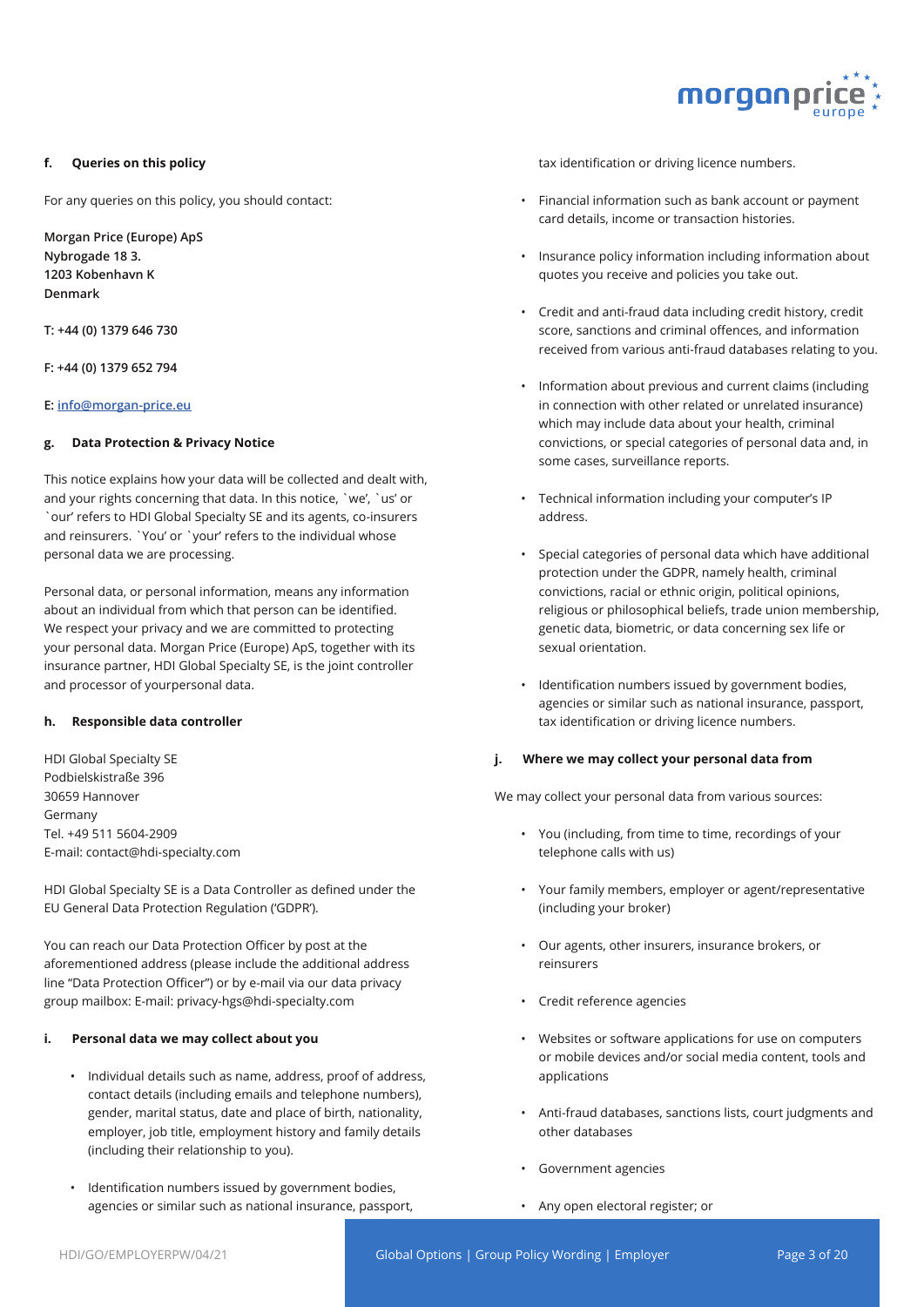#### f. Queries on this policy

For any queries on this policy, you should contact:

**Morgan Price (Europe) ApS**
**Nybrogade 18 3.**
**1203 Kobenhavn K**
**Denmark**

**T: +44 (0) 1379 646 730**

**F: +44 (0) 1379 652 794**

**E: info@morgan-price.eu**

#### g. Data Protection & Privacy Notice

This notice explains how your data will be collected and dealt with, and your rights concerning that data. In this notice, `we', `us' or `our' refers to HDI Global Specialty SE and its agents, co-insurers and reinsurers. `You' or `your' refers to the individual whose personal data we are processing.

Personal data, or personal information, means any information about an individual from which that person can be identified. We respect your privacy and we are committed to protecting your personal data. Morgan Price (Europe) ApS, together with its insurance partner, HDI Global Specialty SE, is the joint controller and processor of yourpersonal data.

#### h. Responsible data controller

HDI Global Specialty SE
Podbielskistraße 396
30659 Hannover
Germany
Tel. +49 511 5604-2909
E-mail: contact@hdi-specialty.com

HDI Global Specialty SE is a Data Controller as defined under the EU General Data Protection Regulation ('GDPR').

You can reach our Data Protection Officer by post at the aforementioned address (please include the additional address line "Data Protection Officer") or by e-mail via our data privacy group mailbox: E-mail: privacy-hgs@hdi-specialty.com

#### i. Personal data we may collect about you

- Individual details such as name, address, proof of address, contact details (including emails and telephone numbers), gender, marital status, date and place of birth, nationality, employer, job title, employment history and family details (including their relationship to you).
- Identification numbers issued by government bodies, agencies or similar such as national insurance, passport, tax identification or driving licence numbers.
- Financial information such as bank account or payment card details, income or transaction histories.
- Insurance policy information including information about quotes you receive and policies you take out.
- Credit and anti-fraud data including credit history, credit score, sanctions and criminal offences, and information received from various anti-fraud databases relating to you.
- Information about previous and current claims (including in connection with other related or unrelated insurance) which may include data about your health, criminal convictions, or special categories of personal data and, in some cases, surveillance reports.
- Technical information including your computer's IP address.
- Special categories of personal data which have additional protection under the GDPR, namely health, criminal convictions, racial or ethnic origin, political opinions, religious or philosophical beliefs, trade union membership, genetic data, biometric, or data concerning sex life or sexual orientation.
- Identification numbers issued by government bodies, agencies or similar such as national insurance, passport, tax identification or driving licence numbers.

#### j. Where we may collect your personal data from

We may collect your personal data from various sources:

- You (including, from time to time, recordings of your telephone calls with us)
- Your family members, employer or agent/representative (including your broker)
- Our agents, other insurers, insurance brokers, or reinsurers
- Credit reference agencies
- Websites or software applications for use on computers or mobile devices and/or social media content, tools and applications
- Anti-fraud databases, sanctions lists, court judgments and other databases
- Government agencies
- Any open electoral register; or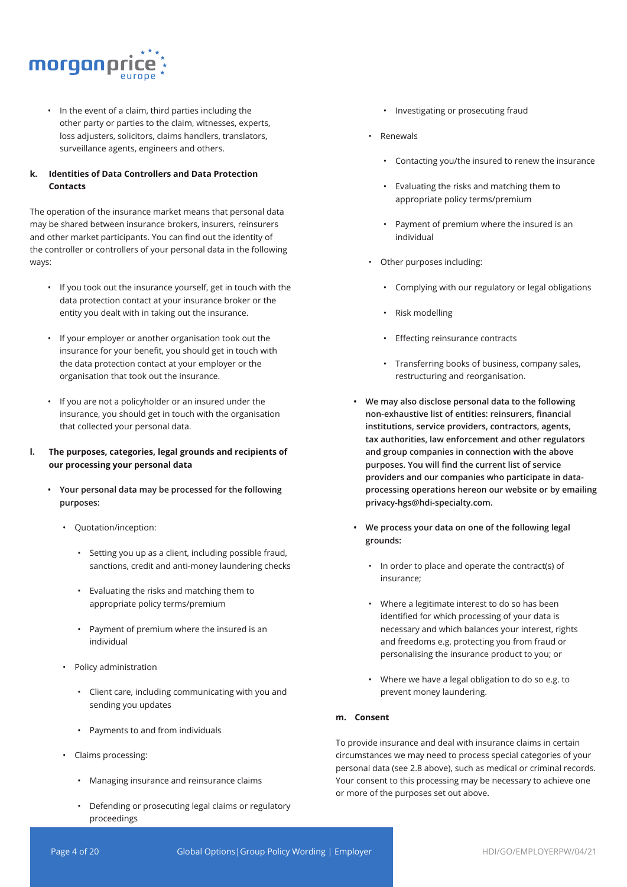- In the event of a claim, third parties including the other party or parties to the claim, witnesses, experts, loss adjusters, solicitors, claims handlers, translators, surveillance agents, engineers and others.

**k. Identities of Data Controllers and Data Protection Contacts**

The operation of the insurance market means that personal data may be shared between insurance brokers, insurers, reinsurers and other market participants. You can find out the identity of the controller or controllers of your personal data in the following ways:

- If you took out the insurance yourself, get in touch with the data protection contact at your insurance broker or the entity you dealt with in taking out the insurance.
- If your employer or another organisation took out the insurance for your benefit, you should get in touch with the data protection contact at your employer or the organisation that took out the insurance.
- If you are not a policyholder or an insured under the insurance, you should get in touch with the organisation that collected your personal data.

**l. The purposes, categories, legal grounds and recipients of our processing your personal data**

- **Your personal data may be processed for the following purposes:**
  - Quotation/inception:
    - Setting you up as a client, including possible fraud, sanctions, credit and anti-money laundering checks
    - Evaluating the risks and matching them to appropriate policy terms/premium
    - Payment of premium where the insured is an individual
  - Policy administration
    - Client care, including communicating with you and sending you updates
    - Payments to and from individuals
  - Claims processing:
    - Managing insurance and reinsurance claims
    - Defending or prosecuting legal claims or regulatory proceedings
    - Investigating or prosecuting fraud
  - Renewals
    - Contacting you/the insured to renew the insurance
    - Evaluating the risks and matching them to appropriate policy terms/premium
    - Payment of premium where the insured is an individual
  - Other purposes including:
    - Complying with our regulatory or legal obligations
    - Risk modelling
    - Effecting reinsurance contracts
    - Transferring books of business, company sales, restructuring and reorganisation.
- **We may also disclose personal data to the following non-exhaustive list of entities: reinsurers, financial institutions, service providers, contractors, agents, tax authorities, law enforcement and other regulators and group companies in connection with the above purposes. You will find the current list of service providers and our companies who participate in data-processing operations hereon our website or by emailing privacy-hgs@hdi-specialty.com.**
- **We process your data on one of the following legal grounds:**
  - In order to place and operate the contract(s) of insurance;
  - Where a legitimate interest to do so has been identified for which processing of your data is necessary and which balances your interest, rights and freedoms e.g. protecting you from fraud or personalising the insurance product to you; or
  - Where we have a legal obligation to do so e.g. to prevent money laundering.

**m. Consent**

To provide insurance and deal with insurance claims in certain circumstances we may need to process special categories of your personal data (see 2.8 above), such as medical or criminal records. Your consent to this processing may be necessary to achieve one or more of the purposes set out above.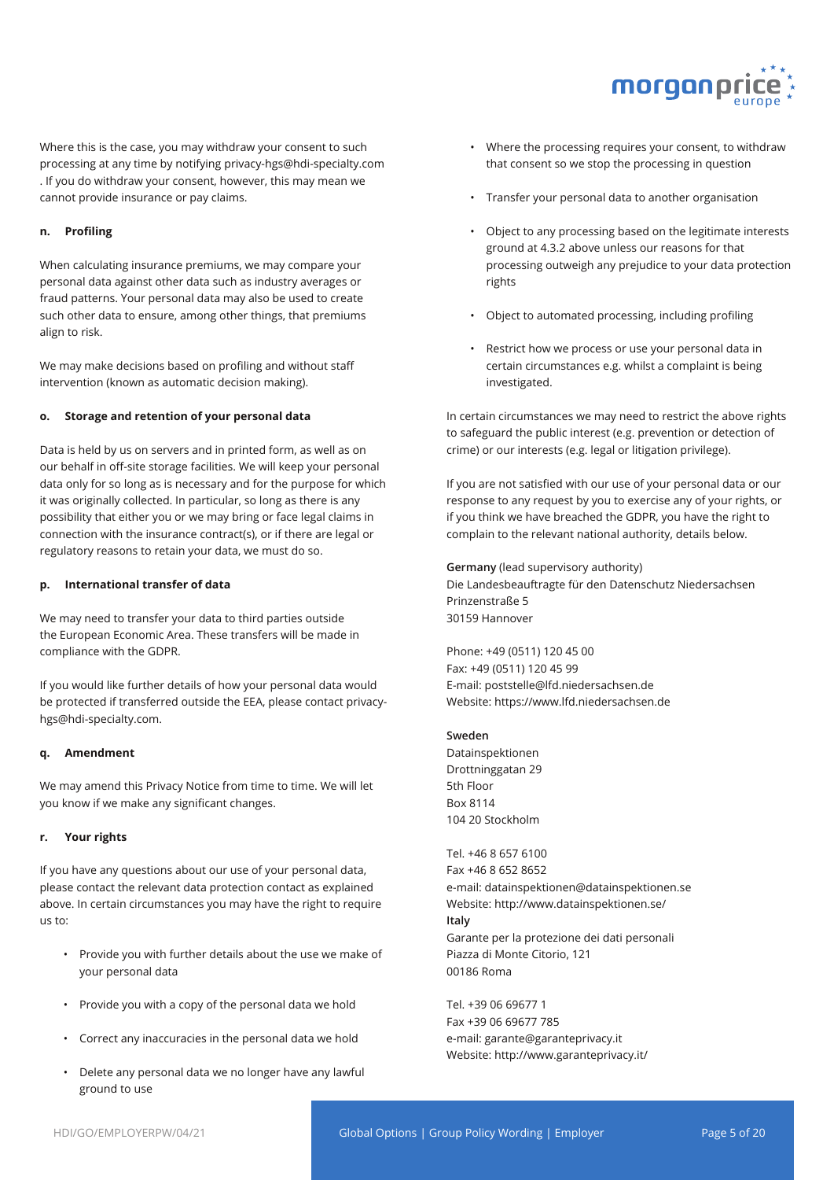Where this is the case, you may withdraw your consent to such processing at any time by notifying privacy-hgs@hdi-specialty.com . If you do withdraw your consent, however, this may mean we cannot provide insurance or pay claims.

**n. Profiling**

When calculating insurance premiums, we may compare your personal data against other data such as industry averages or fraud patterns. Your personal data may also be used to create such other data to ensure, among other things, that premiums align to risk.

We may make decisions based on profiling and without staff intervention (known as automatic decision making).

**o. Storage and retention of your personal data**

Data is held by us on servers and in printed form, as well as on our behalf in off-site storage facilities. We will keep your personal data only for so long as is necessary and for the purpose for which it was originally collected. In particular, so long as there is any possibility that either you or we may bring or face legal claims in connection with the insurance contract(s), or if there are legal or regulatory reasons to retain your data, we must do so.

**p. International transfer of data**

We may need to transfer your data to third parties outside the European Economic Area. These transfers will be made in compliance with the GDPR.

If you would like further details of how your personal data would be protected if transferred outside the EEA, please contact privacy-hgs@hdi-specialty.com.

**q. Amendment**

We may amend this Privacy Notice from time to time. We will let you know if we make any significant changes.

**r. Your rights**

If you have any questions about our use of your personal data, please contact the relevant data protection contact as explained above. In certain circumstances you may have the right to require us to:

- Provide you with further details about the use we make of your personal data
- Provide you with a copy of the personal data we hold
- Correct any inaccuracies in the personal data we hold
- Delete any personal data we no longer have any lawful ground to use
- Where the processing requires your consent, to withdraw that consent so we stop the processing in question
- Transfer your personal data to another organisation
- Object to any processing based on the legitimate interests ground at 4.3.2 above unless our reasons for that processing outweigh any prejudice to your data protection rights
- Object to automated processing, including profiling
- Restrict how we process or use your personal data in certain circumstances e.g. whilst a complaint is being investigated.

In certain circumstances we may need to restrict the above rights to safeguard the public interest (e.g. prevention or detection of crime) or our interests (e.g. legal or litigation privilege).

If you are not satisfied with our use of your personal data or our response to any request by you to exercise any of your rights, or if you think we have breached the GDPR, you have the right to complain to the relevant national authority, details below.

**Germany** (lead supervisory authority)
Die Landesbeauftragte für den Datenschutz Niedersachsen
Prinzenstraße 5
30159 Hannover

Phone: +49 (0511) 120 45 00
Fax: +49 (0511) 120 45 99
E-mail: poststelle@lfd.niedersachsen.de
Website: https://www.lfd.niedersachsen.de

**Sweden**
Datainspektionen
Drottninggatan 29
5th Floor
Box 8114
104 20 Stockholm

Tel. +46 8 657 6100
Fax +46 8 652 8652
e-mail: datainspektionen@datainspektionen.se
Website: http://www.datainspektionen.se/

**Italy**
Garante per la protezione dei dati personali
Piazza di Monte Citorio, 121
00186 Roma

Tel. +39 06 69677 1
Fax +39 06 69677 785
e-mail: garante@garanteprivacy.it
Website: http://www.garanteprivacy.it/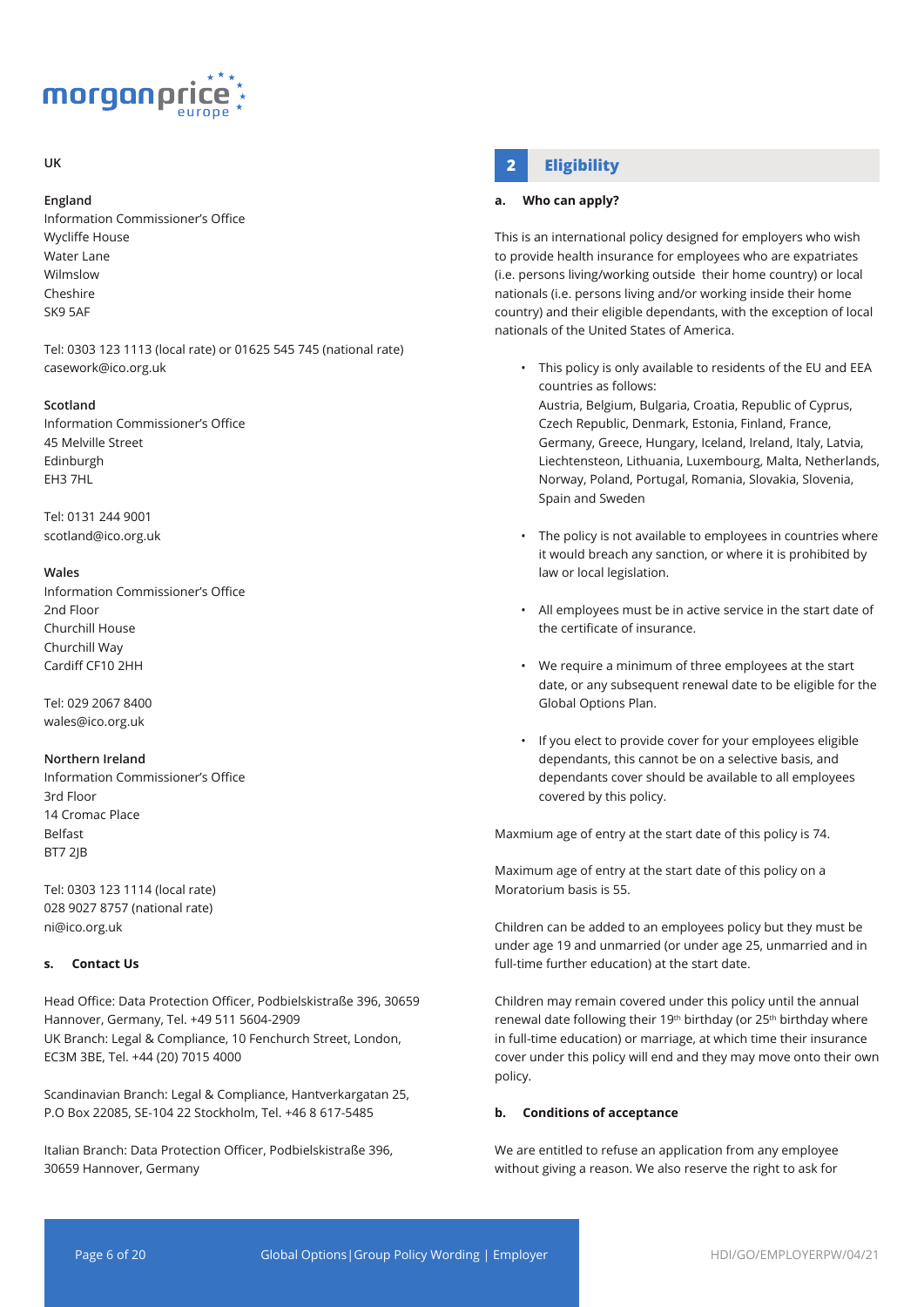UK

**England**
Information Commissioner's Office
Wycliffe House
Water Lane
Wilmslow
Cheshire
SK9 5AF

Tel: 0303 123 1113 (local rate) or 01625 545 745 (national rate)
casework@ico.org.uk

**Scotland**
Information Commissioner's Office
45 Melville Street
Edinburgh
EH3 7HL

Tel: 0131 244 9001
scotland@ico.org.uk

**Wales**
Information Commissioner's Office
2nd Floor
Churchill House
Churchill Way
Cardiff CF10 2HH

Tel: 029 2067 8400
wales@ico.org.uk

**Northern Ireland**
Information Commissioner's Office
3rd Floor
14 Cromac Place
Belfast
BT7 2JB

Tel: 0303 123 1114 (local rate)
028 9027 8757 (national rate)
ni@ico.org.uk

**s. Contact Us**

Head Office: Data Protection Officer, Podbielskistraße 396, 30659 Hannover, Germany, Tel. +49 511 5604-2909
UK Branch: Legal & Compliance, 10 Fenchurch Street, London, EC3M 3BE, Tel. +44 (20) 7015 4000

Scandinavian Branch: Legal & Compliance, Hantverkargatan 25, P.O Box 22085, SE-104 22 Stockholm, Tel. +46 8 617-5485

Italian Branch: Data Protection Officer, Podbielskistraße 396, 30659 Hannover, Germany

## 2 Eligibility

**a. Who can apply?**

This is an international policy designed for employers who wish to provide health insurance for employees who are expatriates (i.e. persons living/working outside their home country) or local nationals (i.e. persons living and/or working inside their home country) and their eligible dependants, with the exception of local nationals of the United States of America.

- This policy is only available to residents of the EU and EEA countries as follows:
  Austria, Belgium, Bulgaria, Croatia, Republic of Cyprus, Czech Republic, Denmark, Estonia, Finland, France, Germany, Greece, Hungary, Iceland, Ireland, Italy, Latvia, Liechtensteon, Lithuania, Luxembourg, Malta, Netherlands, Norway, Poland, Portugal, Romania, Slovakia, Slovenia, Spain and Sweden
- The policy is not available to employees in countries where it would breach any sanction, or where it is prohibited by law or local legislation.
- All employees must be in active service in the start date of the certificate of insurance.
- We require a minimum of three employees at the start date, or any subsequent renewal date to be eligible for the Global Options Plan.
- If you elect to provide cover for your employees eligible dependants, this cannot be on a selective basis, and dependants cover should be available to all employees covered by this policy.

Maxmium age of entry at the start date of this policy is 74.

Maximum age of entry at the start date of this policy on a Moratorium basis is 55.

Children can be added to an employees policy but they must be under age 19 and unmarried (or under age 25, unmarried and in full-time further education) at the start date.

Children may remain covered under this policy until the annual renewal date following their 19th birthday (or 25th birthday where in full-time education) or marriage, at which time their insurance cover under this policy will end and they may move onto their own policy.

**b. Conditions of acceptance**

We are entitled to refuse an application from any employee without giving a reason. We also reserve the right to ask for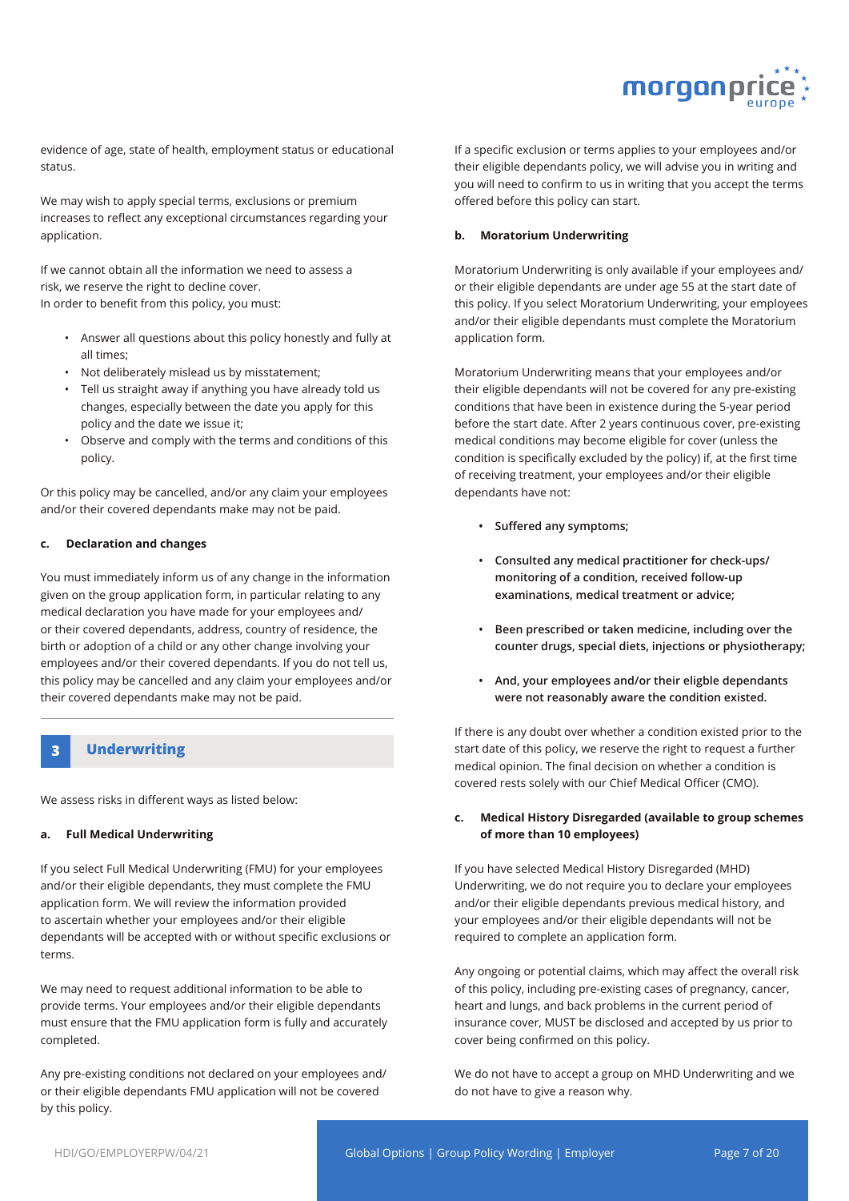evidence of age, state of health, employment status or educational status.

We may wish to apply special terms, exclusions or premium increases to reflect any exceptional circumstances regarding your application.

If we cannot obtain all the information we need to assess a risk, we reserve the right to decline cover.
In order to benefit from this policy, you must:

- Answer all questions about this policy honestly and fully at all times;
- Not deliberately mislead us by misstatement;
- Tell us straight away if anything you have already told us changes, especially between the date you apply for this policy and the date we issue it;
- Observe and comply with the terms and conditions of this policy.

Or this policy may be cancelled, and/or any claim your employees and/or their covered dependants make may not be paid.

#### c. Declaration and changes

You must immediately inform us of any change in the information given on the group application form, in particular relating to any medical declaration you have made for your employees and/or their covered dependants, address, country of residence, the birth or adoption of a child or any other change involving your employees and/or their covered dependants. If you do not tell us, this policy may be cancelled and any claim your employees and/or their covered dependants make may not be paid.

## 3 Underwriting

We assess risks in different ways as listed below:

#### a. Full Medical Underwriting

If you select Full Medical Underwriting (FMU) for your employees and/or their eligible dependants, they must complete the FMU application form. We will review the information provided to ascertain whether your employees and/or their eligible dependants will be accepted with or without specific exclusions or terms.

We may need to request additional information to be able to provide terms. Your employees and/or their eligible dependants must ensure that the FMU application form is fully and accurately completed.

Any pre-existing conditions not declared on your employees and/or their eligible dependants FMU application will not be covered by this policy.

If a specific exclusion or terms applies to your employees and/or their eligible dependants policy, we will advise you in writing and you will need to confirm to us in writing that you accept the terms offered before this policy can start.

#### b. Moratorium Underwriting

Moratorium Underwriting is only available if your employees and/or their eligible dependants are under age 55 at the start date of this policy. If you select Moratorium Underwriting, your employees and/or their eligible dependants must complete the Moratorium application form.

Moratorium Underwriting means that your employees and/or their eligible dependants will not be covered for any pre-existing conditions that have been in existence during the 5-year period before the start date. After 2 years continuous cover, pre-existing medical conditions may become eligible for cover (unless the condition is specifically excluded by the policy) if, at the first time of receiving treatment, your employees and/or their eligible dependants have not:

- **Suffered any symptoms;**
- **Consulted any medical practitioner for check-ups/ monitoring of a condition, received follow-up examinations, medical treatment or advice;**
- **Been prescribed or taken medicine, including over the counter drugs, special diets, injections or physiotherapy;**
- **And, your employees and/or their eligible dependants were not reasonably aware the condition existed.**

If there is any doubt over whether a condition existed prior to the start date of this policy, we reserve the right to request a further medical opinion. The final decision on whether a condition is covered rests solely with our Chief Medical Officer (CMO).

#### c. Medical History Disregarded (available to group schemes of more than 10 employees)

If you have selected Medical History Disregarded (MHD) Underwriting, we do not require you to declare your employees and/or their eligible dependants previous medical history, and your employees and/or their eligible dependants will not be required to complete an application form.

Any ongoing or potential claims, which may affect the overall risk of this policy, including pre-existing cases of pregnancy, cancer, heart and lungs, and back problems in the current period of insurance cover, MUST be disclosed and accepted by us prior to cover being confirmed on this policy.

We do not have to accept a group on MHD Underwriting and we do not have to give a reason why.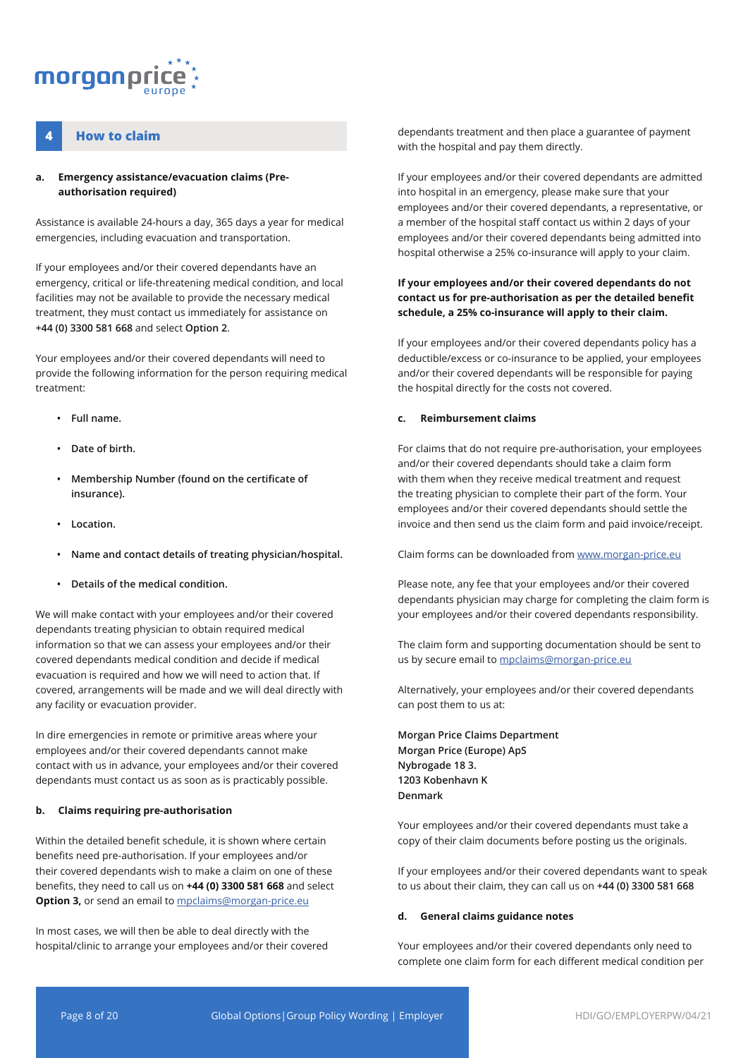## 4 How to claim

### a. Emergency assistance/evacuation claims (Pre-authorisation required)

Assistance is available 24-hours a day, 365 days a year for medical emergencies, including evacuation and transportation.

If your employees and/or their covered dependants have an emergency, critical or life-threatening medical condition, and local facilities may not be available to provide the necessary medical treatment, they must contact us immediately for assistance on **+44 (0) 3300 581 668** and select **Option 2**.

Your employees and/or their covered dependants will need to provide the following information for the person requiring medical treatment:

- **Full name.**
- **Date of birth.**
- **Membership Number (found on the certificate of insurance).**
- **Location.**
- **Name and contact details of treating physician/hospital.**
- **Details of the medical condition.**

We will make contact with your employees and/or their covered dependants treating physician to obtain required medical information so that we can assess your employees and/or their covered dependants medical condition and decide if medical evacuation is required and how we will need to action that. If covered, arrangements will be made and we will deal directly with any facility or evacuation provider.

In dire emergencies in remote or primitive areas where your employees and/or their covered dependants cannot make contact with us in advance, your employees and/or their covered dependants must contact us as soon as is practicably possible.

### b. Claims requiring pre-authorisation

Within the detailed benefit schedule, it is shown where certain benefits need pre-authorisation. If your employees and/or their covered dependants wish to make a claim on one of these benefits, they need to call us on **+44 (0) 3300 581 668** and select **Option 3,** or send an email to mpclaims@morgan-price.eu

In most cases, we will then be able to deal directly with the hospital/clinic to arrange your employees and/or their covered dependants treatment and then place a guarantee of payment with the hospital and pay them directly.

If your employees and/or their covered dependants are admitted into hospital in an emergency, please make sure that your employees and/or their covered dependants, a representative, or a member of the hospital staff contact us within 2 days of your employees and/or their covered dependants being admitted into hospital otherwise a 25% co-insurance will apply to your claim.

**If your employees and/or their covered dependants do not contact us for pre-authorisation as per the detailed benefit schedule, a 25% co-insurance will apply to their claim.**

If your employees and/or their covered dependants policy has a deductible/excess or co-insurance to be applied, your employees and/or their covered dependants will be responsible for paying the hospital directly for the costs not covered.

### c. Reimbursement claims

For claims that do not require pre-authorisation, your employees and/or their covered dependants should take a claim form with them when they receive medical treatment and request the treating physician to complete their part of the form. Your employees and/or their covered dependants should settle the invoice and then send us the claim form and paid invoice/receipt.

Claim forms can be downloaded from www.morgan-price.eu

Please note, any fee that your employees and/or their covered dependants physician may charge for completing the claim form is your employees and/or their covered dependants responsibility.

The claim form and supporting documentation should be sent to us by secure email to mpclaims@morgan-price.eu

Alternatively, your employees and/or their covered dependants can post them to us at:

**Morgan Price Claims Department**
**Morgan Price (Europe) ApS**
**Nybrogade 18 3.**
**1203 Kobenhavn K**
**Denmark**

Your employees and/or their covered dependants must take a copy of their claim documents before posting us the originals.

If your employees and/or their covered dependants want to speak to us about their claim, they can call us on **+44 (0) 3300 581 668**

### d. General claims guidance notes

Your employees and/or their covered dependants only need to complete one claim form for each different medical condition per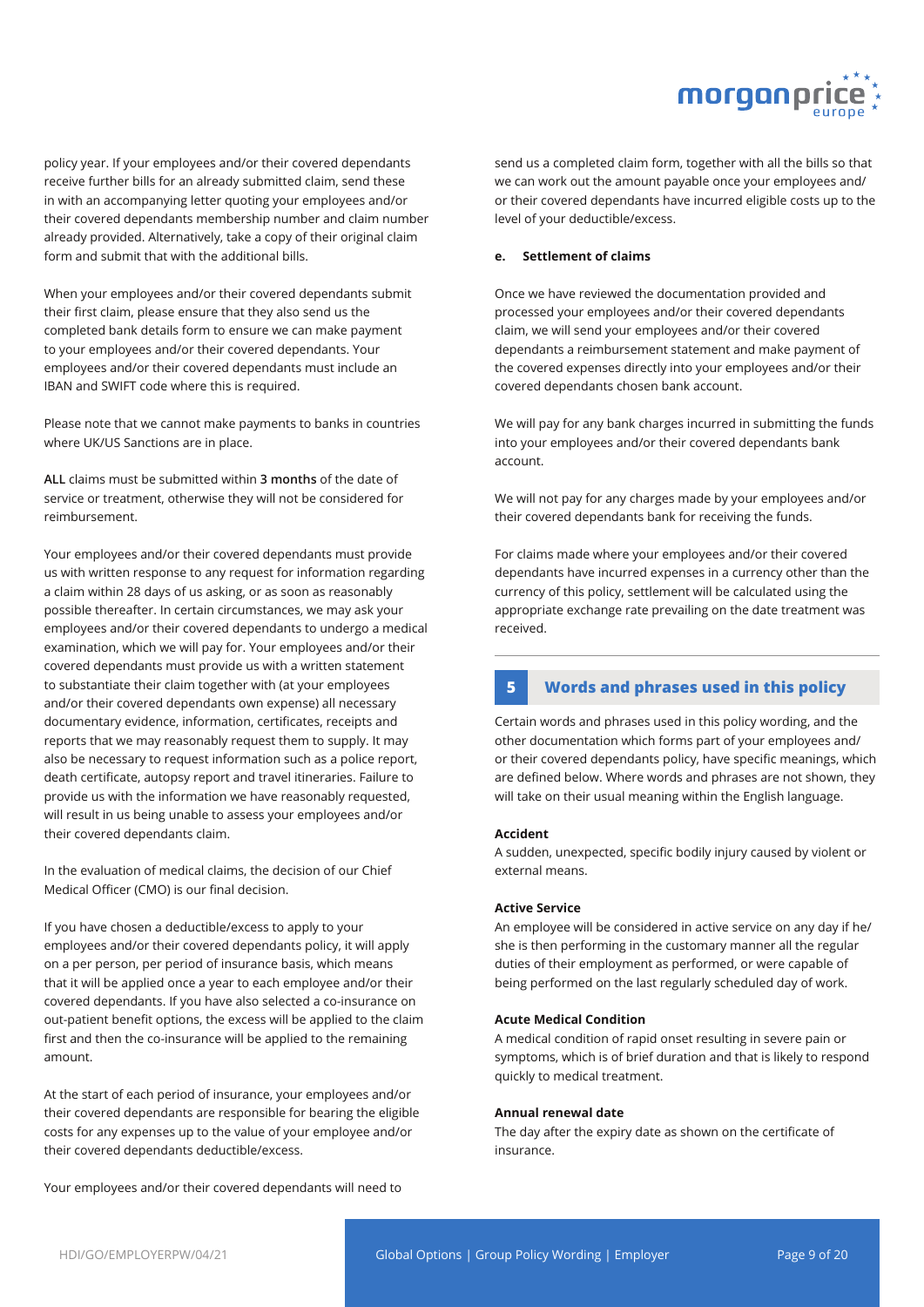policy year. If your employees and/or their covered dependants receive further bills for an already submitted claim, send these in with an accompanying letter quoting your employees and/or their covered dependants membership number and claim number already provided. Alternatively, take a copy of their original claim form and submit that with the additional bills.

When your employees and/or their covered dependants submit their first claim, please ensure that they also send us the completed bank details form to ensure we can make payment to your employees and/or their covered dependants. Your employees and/or their covered dependants must include an IBAN and SWIFT code where this is required.

Please note that we cannot make payments to banks in countries where UK/US Sanctions are in place.

**ALL** claims must be submitted within **3 months** of the date of service or treatment, otherwise they will not be considered for reimbursement.

Your employees and/or their covered dependants must provide us with written response to any request for information regarding a claim within 28 days of us asking, or as soon as reasonably possible thereafter. In certain circumstances, we may ask your employees and/or their covered dependants to undergo a medical examination, which we will pay for. Your employees and/or their covered dependants must provide us with a written statement to substantiate their claim together with (at your employees and/or their covered dependants own expense) all necessary documentary evidence, information, certificates, receipts and reports that we may reasonably request them to supply. It may also be necessary to request information such as a police report, death certificate, autopsy report and travel itineraries. Failure to provide us with the information we have reasonably requested, will result in us being unable to assess your employees and/or their covered dependants claim.

In the evaluation of medical claims, the decision of our Chief Medical Officer (CMO) is our final decision.

If you have chosen a deductible/excess to apply to your employees and/or their covered dependants policy, it will apply on a per person, per period of insurance basis, which means that it will be applied once a year to each employee and/or their covered dependants. If you have also selected a co-insurance on out-patient benefit options, the excess will be applied to the claim first and then the co-insurance will be applied to the remaining amount.

At the start of each period of insurance, your employees and/or their covered dependants are responsible for bearing the eligible costs for any expenses up to the value of your employee and/or their covered dependants deductible/excess.

Your employees and/or their covered dependants will need to send us a completed claim form, together with all the bills so that we can work out the amount payable once your employees and/or their covered dependants have incurred eligible costs up to the level of your deductible/excess.

**e. Settlement of claims**

Once we have reviewed the documentation provided and processed your employees and/or their covered dependants claim, we will send your employees and/or their covered dependants a reimbursement statement and make payment of the covered expenses directly into your employees and/or their covered dependants chosen bank account.

We will pay for any bank charges incurred in submitting the funds into your employees and/or their covered dependants bank account.

We will not pay for any charges made by your employees and/or their covered dependants bank for receiving the funds.

For claims made where your employees and/or their covered dependants have incurred expenses in a currency other than the currency of this policy, settlement will be calculated using the appropriate exchange rate prevailing on the date treatment was received.

## 5 Words and phrases used in this policy

Certain words and phrases used in this policy wording, and the other documentation which forms part of your employees and/or their covered dependants policy, have specific meanings, which are defined below. Where words and phrases are not shown, they will take on their usual meaning within the English language.

**Accident**
A sudden, unexpected, specific bodily injury caused by violent or external means.

**Active Service**
An employee will be considered in active service on any day if he/she is then performing in the customary manner all the regular duties of their employment as performed, or were capable of being performed on the last regularly scheduled day of work.

**Acute Medical Condition**
A medical condition of rapid onset resulting in severe pain or symptoms, which is of brief duration and that is likely to respond quickly to medical treatment.

**Annual renewal date**
The day after the expiry date as shown on the certificate of insurance.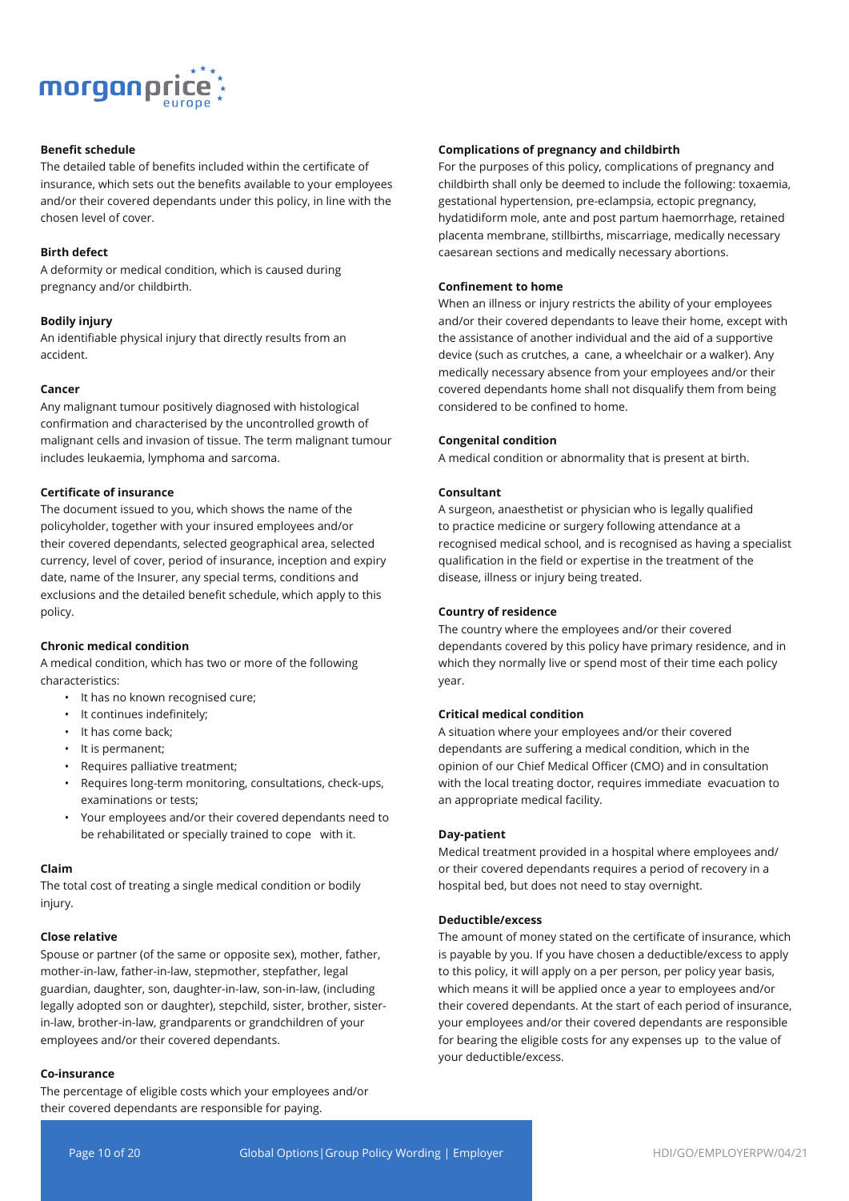#### Benefit schedule

The detailed table of benefits included within the certificate of insurance, which sets out the benefits available to your employees and/or their covered dependants under this policy, in line with the chosen level of cover.

#### Birth defect

A deformity or medical condition, which is caused during pregnancy and/or childbirth.

#### Bodily injury

An identifiable physical injury that directly results from an accident.

#### Cancer

Any malignant tumour positively diagnosed with histological confirmation and characterised by the uncontrolled growth of malignant cells and invasion of tissue. The term malignant tumour includes leukaemia, lymphoma and sarcoma.

#### Certificate of insurance

The document issued to you, which shows the name of the policyholder, together with your insured employees and/or their covered dependants, selected geographical area, selected currency, level of cover, period of insurance, inception and expiry date, name of the Insurer, any special terms, conditions and exclusions and the detailed benefit schedule, which apply to this policy.

#### Chronic medical condition

A medical condition, which has two or more of the following characteristics:

- It has no known recognised cure;
- It continues indefinitely;
- It has come back;
- It is permanent;
- Requires palliative treatment;
- Requires long-term monitoring, consultations, check-ups, examinations or tests;
- Your employees and/or their covered dependants need to be rehabilitated or specially trained to cope with it.

#### Claim

The total cost of treating a single medical condition or bodily injury.

#### Close relative

Spouse or partner (of the same or opposite sex), mother, father, mother-in-law, father-in-law, stepmother, stepfather, legal guardian, daughter, son, daughter-in-law, son-in-law, (including legally adopted son or daughter), stepchild, sister, brother, sister-in-law, brother-in-law, grandparents or grandchildren of your employees and/or their covered dependants.

#### Co-insurance

The percentage of eligible costs which your employees and/or their covered dependants are responsible for paying.

#### Complications of pregnancy and childbirth

For the purposes of this policy, complications of pregnancy and childbirth shall only be deemed to include the following: toxaemia, gestational hypertension, pre-eclampsia, ectopic pregnancy, hydatidiform mole, ante and post partum haemorrhage, retained placenta membrane, stillbirths, miscarriage, medically necessary caesarean sections and medically necessary abortions.

#### Confinement to home

When an illness or injury restricts the ability of your employees and/or their covered dependants to leave their home, except with the assistance of another individual and the aid of a supportive device (such as crutches, a cane, a wheelchair or a walker). Any medically necessary absence from your employees and/or their covered dependants home shall not disqualify them from being considered to be confined to home.

#### Congenital condition

A medical condition or abnormality that is present at birth.

#### Consultant

A surgeon, anaesthetist or physician who is legally qualified to practice medicine or surgery following attendance at a recognised medical school, and is recognised as having a specialist qualification in the field or expertise in the treatment of the disease, illness or injury being treated.

#### Country of residence

The country where the employees and/or their covered dependants covered by this policy have primary residence, and in which they normally live or spend most of their time each policy year.

#### Critical medical condition

A situation where your employees and/or their covered dependants are suffering a medical condition, which in the opinion of our Chief Medical Officer (CMO) and in consultation with the local treating doctor, requires immediate evacuation to an appropriate medical facility.

#### Day-patient

Medical treatment provided in a hospital where employees and/or their covered dependants requires a period of recovery in a hospital bed, but does not need to stay overnight.

#### Deductible/excess

The amount of money stated on the certificate of insurance, which is payable by you. If you have chosen a deductible/excess to apply to this policy, it will apply on a per person, per policy year basis, which means it will be applied once a year to employees and/or their covered dependants. At the start of each period of insurance, your employees and/or their covered dependants are responsible for bearing the eligible costs for any expenses up to the value of your deductible/excess.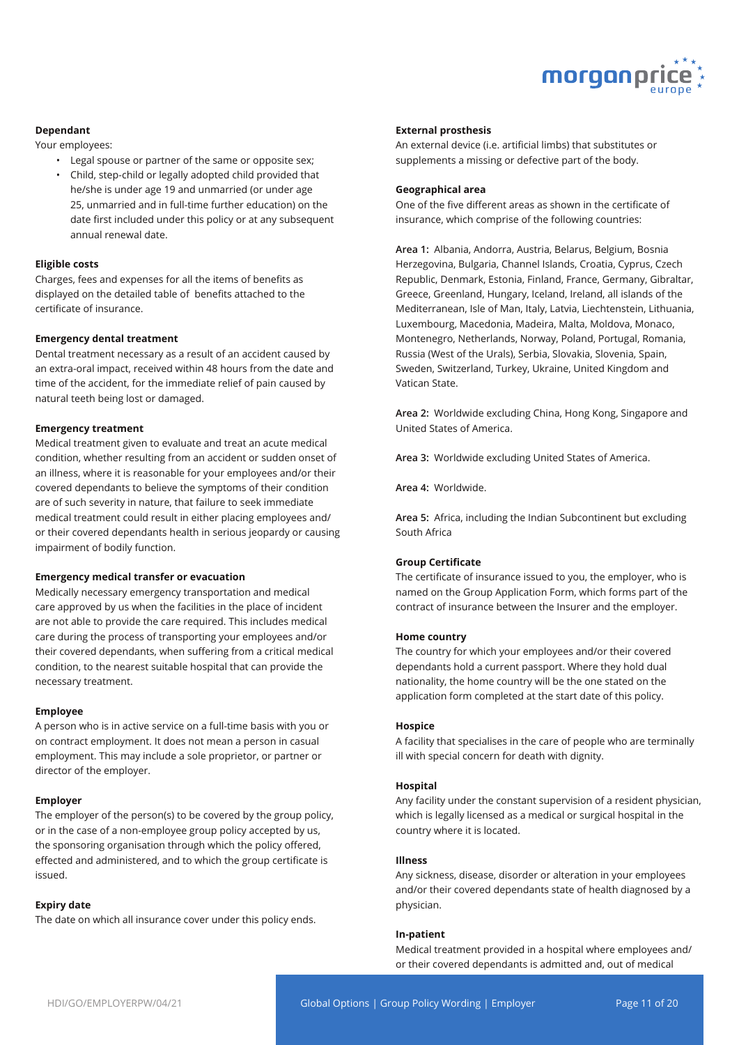**Dependant**

Your employees:

- Legal spouse or partner of the same or opposite sex;
- Child, step-child or legally adopted child provided that he/she is under age 19 and unmarried (or under age 25, unmarried and in full-time further education) on the date first included under this policy or at any subsequent annual renewal date.

**Eligible costs**

Charges, fees and expenses for all the items of benefits as displayed on the detailed table of benefits attached to the certificate of insurance.

**Emergency dental treatment**

Dental treatment necessary as a result of an accident caused by an extra-oral impact, received within 48 hours from the date and time of the accident, for the immediate relief of pain caused by natural teeth being lost or damaged.

**Emergency treatment**

Medical treatment given to evaluate and treat an acute medical condition, whether resulting from an accident or sudden onset of an illness, where it is reasonable for your employees and/or their covered dependants to believe the symptoms of their condition are of such severity in nature, that failure to seek immediate medical treatment could result in either placing employees and/or their covered dependants health in serious jeopardy or causing impairment of bodily function.

**Emergency medical transfer or evacuation**

Medically necessary emergency transportation and medical care approved by us when the facilities in the place of incident are not able to provide the care required. This includes medical care during the process of transporting your employees and/or their covered dependants, when suffering from a critical medical condition, to the nearest suitable hospital that can provide the necessary treatment.

**Employee**

A person who is in active service on a full-time basis with you or on contract employment. It does not mean a person in casual employment. This may include a sole proprietor, or partner or director of the employer.

**Employer**

The employer of the person(s) to be covered by the group policy, or in the case of a non-employee group policy accepted by us, the sponsoring organisation through which the policy offered, effected and administered, and to which the group certificate is issued.

**Expiry date**

The date on which all insurance cover under this policy ends.

**External prosthesis**

An external device (i.e. artificial limbs) that substitutes or supplements a missing or defective part of the body.

**Geographical area**

One of the five different areas as shown in the certificate of insurance, which comprise of the following countries:

**Area 1:** Albania, Andorra, Austria, Belarus, Belgium, Bosnia Herzegovina, Bulgaria, Channel Islands, Croatia, Cyprus, Czech Republic, Denmark, Estonia, Finland, France, Germany, Gibraltar, Greece, Greenland, Hungary, Iceland, Ireland, all islands of the Mediterranean, Isle of Man, Italy, Latvia, Liechtenstein, Lithuania, Luxembourg, Macedonia, Madeira, Malta, Moldova, Monaco, Montenegro, Netherlands, Norway, Poland, Portugal, Romania, Russia (West of the Urals), Serbia, Slovakia, Slovenia, Spain, Sweden, Switzerland, Turkey, Ukraine, United Kingdom and Vatican State.

**Area 2:** Worldwide excluding China, Hong Kong, Singapore and United States of America.

**Area 3:** Worldwide excluding United States of America.

**Area 4:** Worldwide.

**Area 5:** Africa, including the Indian Subcontinent but excluding South Africa

**Group Certificate**

The certificate of insurance issued to you, the employer, who is named on the Group Application Form, which forms part of the contract of insurance between the Insurer and the employer.

**Home country**

The country for which your employees and/or their covered dependants hold a current passport. Where they hold dual nationality, the home country will be the one stated on the application form completed at the start date of this policy.

**Hospice**

A facility that specialises in the care of people who are terminally ill with special concern for death with dignity.

**Hospital**

Any facility under the constant supervision of a resident physician, which is legally licensed as a medical or surgical hospital in the country where it is located.

**Illness**

Any sickness, disease, disorder or alteration in your employees and/or their covered dependants state of health diagnosed by a physician.

**In-patient**

Medical treatment provided in a hospital where employees and/or their covered dependants is admitted and, out of medical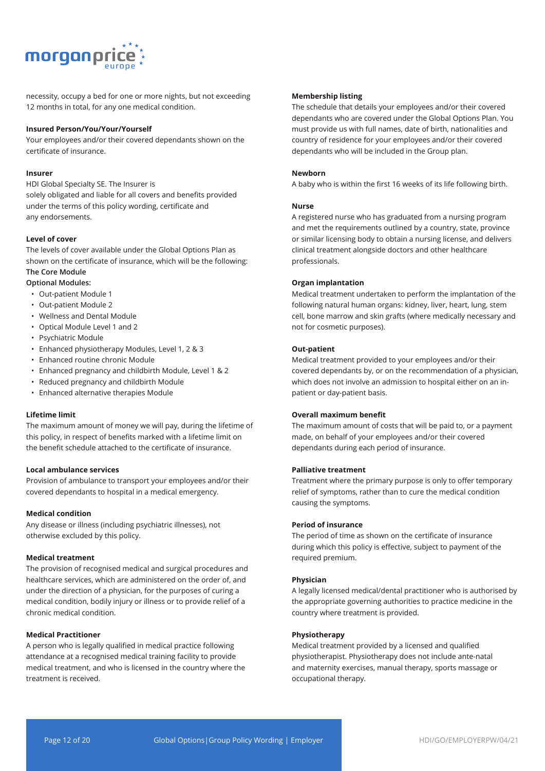necessity, occupy a bed for one or more nights, but not exceeding 12 months in total, for any one medical condition.

**Insured Person/You/Your/Yourself**
Your employees and/or their covered dependants shown on the certificate of insurance.

**Insurer**
HDI Global Specialty SE. The Insurer is solely obligated and liable for all covers and benefits provided under the terms of this policy wording, certificate and any endorsements.

**Level of cover**
The levels of cover available under the Global Options Plan as shown on the certificate of insurance, which will be the following:
The Core Module
Optional Modules:

- Out-patient Module 1
- Out-patient Module 2
- Wellness and Dental Module
- Optical Module Level 1 and 2
- Psychiatric Module
- Enhanced physiotherapy Modules, Level 1, 2 & 3
- Enhanced routine chronic Module
- Enhanced pregnancy and childbirth Module, Level 1 & 2
- Reduced pregnancy and childbirth Module
- Enhanced alternative therapies Module

**Lifetime limit**
The maximum amount of money we will pay, during the lifetime of this policy, in respect of benefits marked with a lifetime limit on the benefit schedule attached to the certificate of insurance.

**Local ambulance services**
Provision of ambulance to transport your employees and/or their covered dependants to hospital in a medical emergency.

**Medical condition**
Any disease or illness (including psychiatric illnesses), not otherwise excluded by this policy.

**Medical treatment**
The provision of recognised medical and surgical procedures and healthcare services, which are administered on the order of, and under the direction of a physician, for the purposes of curing a medical condition, bodily injury or illness or to provide relief of a chronic medical condition.

**Medical Practitioner**
A person who is legally qualified in medical practice following attendance at a recognised medical training facility to provide medical treatment, and who is licensed in the country where the treatment is received.

**Membership listing**
The schedule that details your employees and/or their covered dependants who are covered under the Global Options Plan. You must provide us with full names, date of birth, nationalities and country of residence for your employees and/or their covered dependants who will be included in the Group plan.

**Newborn**
A baby who is within the first 16 weeks of its life following birth.

**Nurse**
A registered nurse who has graduated from a nursing program and met the requirements outlined by a country, state, province or similar licensing body to obtain a nursing license, and delivers clinical treatment alongside doctors and other healthcare professionals.

**Organ implantation**
Medical treatment undertaken to perform the implantation of the following natural human organs: kidney, liver, heart, lung, stem cell, bone marrow and skin grafts (where medically necessary and not for cosmetic purposes).

**Out-patient**
Medical treatment provided to your employees and/or their covered dependants by, or on the recommendation of a physician, which does not involve an admission to hospital either on an in-patient or day-patient basis.

**Overall maximum benefit**
The maximum amount of costs that will be paid to, or a payment made, on behalf of your employees and/or their covered dependants during each period of insurance.

**Palliative treatment**
Treatment where the primary purpose is only to offer temporary relief of symptoms, rather than to cure the medical condition causing the symptoms.

**Period of insurance**
The period of time as shown on the certificate of insurance during which this policy is effective, subject to payment of the required premium.

**Physician**
A legally licensed medical/dental practitioner who is authorised by the appropriate governing authorities to practice medicine in the country where treatment is provided.

**Physiotherapy**
Medical treatment provided by a licensed and qualified physiotherapist. Physiotherapy does not include ante-natal and maternity exercises, manual therapy, sports massage or occupational therapy.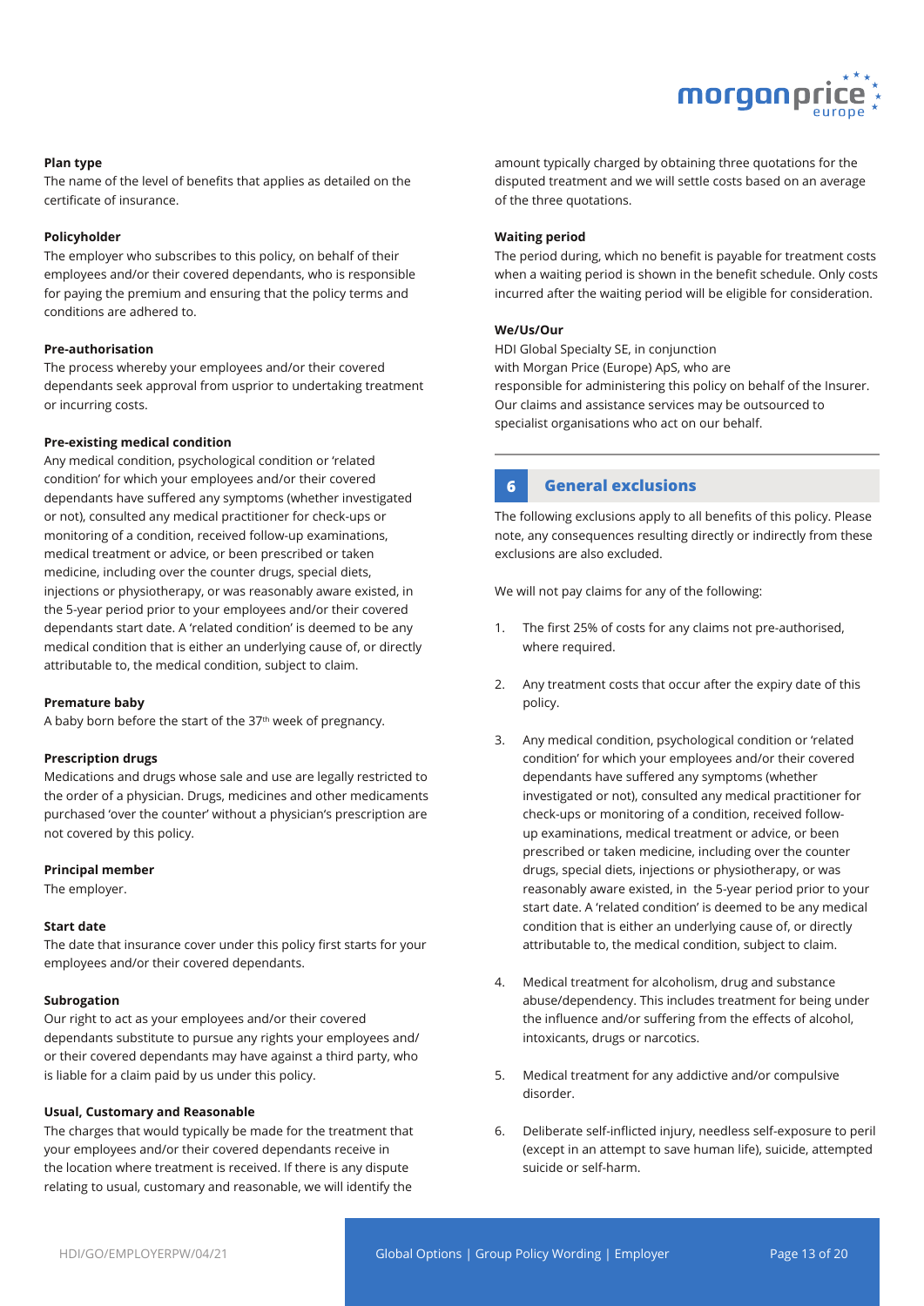**Plan type**

The name of the level of benefits that applies as detailed on the certificate of insurance.

**Policyholder**

The employer who subscribes to this policy, on behalf of their employees and/or their covered dependants, who is responsible for paying the premium and ensuring that the policy terms and conditions are adhered to.

**Pre-authorisation**

The process whereby your employees and/or their covered dependants seek approval from usprior to undertaking treatment or incurring costs.

**Pre-existing medical condition**

Any medical condition, psychological condition or 'related condition' for which your employees and/or their covered dependants have suffered any symptoms (whether investigated or not), consulted any medical practitioner for check-ups or monitoring of a condition, received follow-up examinations, medical treatment or advice, or been prescribed or taken medicine, including over the counter drugs, special diets, injections or physiotherapy, or was reasonably aware existed, in the 5-year period prior to your employees and/or their covered dependants start date. A 'related condition' is deemed to be any medical condition that is either an underlying cause of, or directly attributable to, the medical condition, subject to claim.

**Premature baby**

A baby born before the start of the 37th week of pregnancy.

**Prescription drugs**

Medications and drugs whose sale and use are legally restricted to the order of a physician. Drugs, medicines and other medicaments purchased 'over the counter' without a physician's prescription are not covered by this policy.

**Principal member**

The employer.

**Start date**

The date that insurance cover under this policy first starts for your employees and/or their covered dependants.

**Subrogation**

Our right to act as your employees and/or their covered dependants substitute to pursue any rights your employees and/or their covered dependants may have against a third party, who is liable for a claim paid by us under this policy.

**Usual, Customary and Reasonable**

The charges that would typically be made for the treatment that your employees and/or their covered dependants receive in the location where treatment is received. If there is any dispute relating to usual, customary and reasonable, we will identify the amount typically charged by obtaining three quotations for the disputed treatment and we will settle costs based on an average of the three quotations.

**Waiting period**

The period during, which no benefit is payable for treatment costs when a waiting period is shown in the benefit schedule. Only costs incurred after the waiting period will be eligible for consideration.

**We/Us/Our**

HDI Global Specialty SE, in conjunction with Morgan Price (Europe) ApS, who are responsible for administering this policy on behalf of the Insurer. Our claims and assistance services may be outsourced to specialist organisations who act on our behalf.

## 6 General exclusions

The following exclusions apply to all benefits of this policy. Please note, any consequences resulting directly or indirectly from these exclusions are also excluded.

We will not pay claims for any of the following:

1. The first 25% of costs for any claims not pre-authorised, where required.
2. Any treatment costs that occur after the expiry date of this policy.
3. Any medical condition, psychological condition or 'related condition' for which your employees and/or their covered dependants have suffered any symptoms (whether investigated or not), consulted any medical practitioner for check-ups or monitoring of a condition, received follow-up examinations, medical treatment or advice, or been prescribed or taken medicine, including over the counter drugs, special diets, injections or physiotherapy, or was reasonably aware existed, in the 5-year period prior to your start date. A 'related condition' is deemed to be any medical condition that is either an underlying cause of, or directly attributable to, the medical condition, subject to claim.
4. Medical treatment for alcoholism, drug and substance abuse/dependency. This includes treatment for being under the influence and/or suffering from the effects of alcohol, intoxicants, drugs or narcotics.
5. Medical treatment for any addictive and/or compulsive disorder.
6. Deliberate self-inflicted injury, needless self-exposure to peril (except in an attempt to save human life), suicide, attempted suicide or self-harm.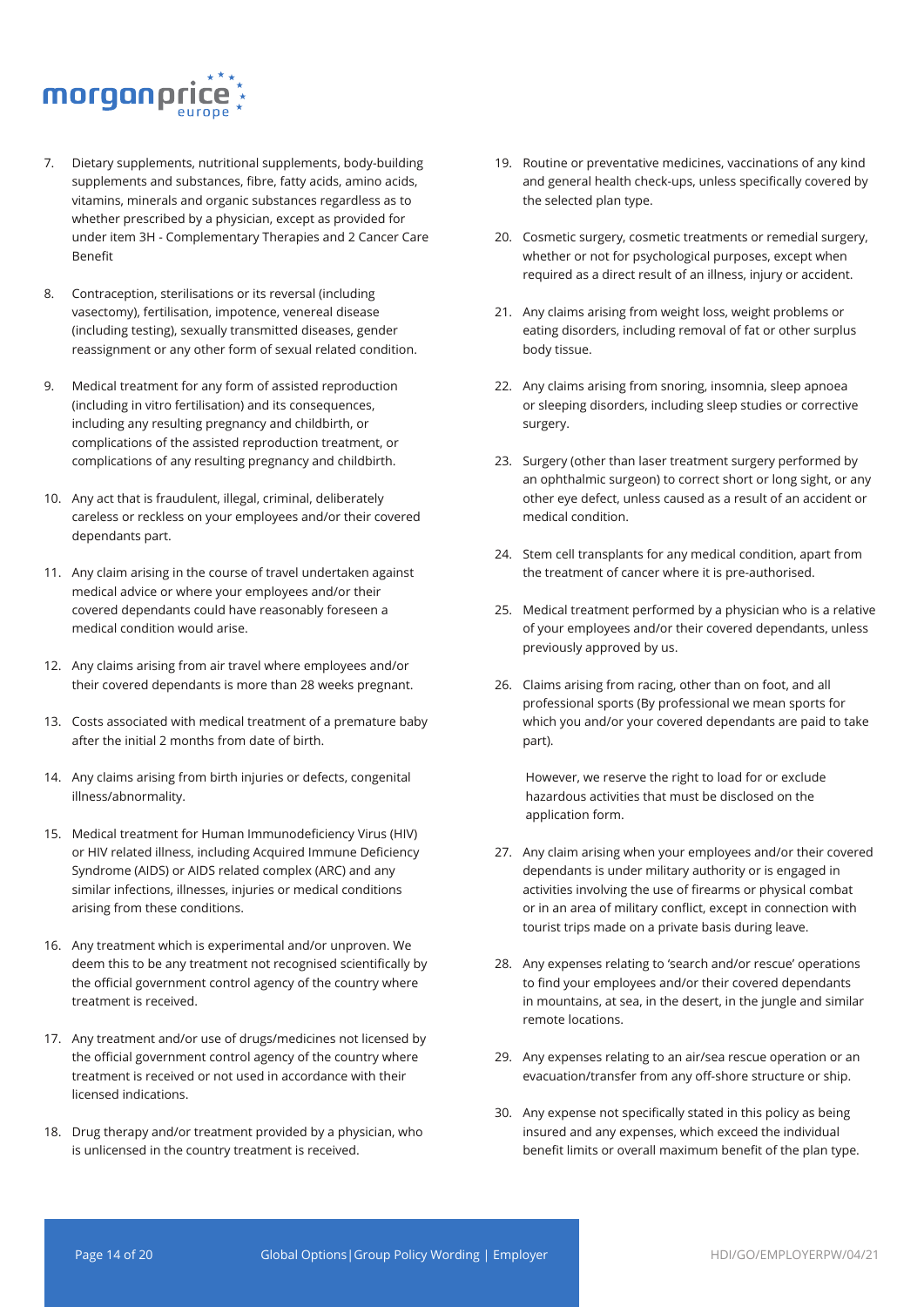7. Dietary supplements, nutritional supplements, body-building supplements and substances, fibre, fatty acids, amino acids, vitamins, minerals and organic substances regardless as to whether prescribed by a physician, except as provided for under item 3H - Complementary Therapies and 2 Cancer Care Benefit

8. Contraception, sterilisations or its reversal (including vasectomy), fertilisation, impotence, venereal disease (including testing), sexually transmitted diseases, gender reassignment or any other form of sexual related condition.

9. Medical treatment for any form of assisted reproduction (including in vitro fertilisation) and its consequences, including any resulting pregnancy and childbirth, or complications of the assisted reproduction treatment, or complications of any resulting pregnancy and childbirth.

10. Any act that is fraudulent, illegal, criminal, deliberately careless or reckless on your employees and/or their covered dependants part.

11. Any claim arising in the course of travel undertaken against medical advice or where your employees and/or their covered dependants could have reasonably foreseen a medical condition would arise.

12. Any claims arising from air travel where employees and/or their covered dependants is more than 28 weeks pregnant.

13. Costs associated with medical treatment of a premature baby after the initial 2 months from date of birth.

14. Any claims arising from birth injuries or defects, congenital illness/abnormality.

15. Medical treatment for Human Immunodeficiency Virus (HIV) or HIV related illness, including Acquired Immune Deficiency Syndrome (AIDS) or AIDS related complex (ARC) and any similar infections, illnesses, injuries or medical conditions arising from these conditions.

16. Any treatment which is experimental and/or unproven. We deem this to be any treatment not recognised scientifically by the official government control agency of the country where treatment is received.

17. Any treatment and/or use of drugs/medicines not licensed by the official government control agency of the country where treatment is received or not used in accordance with their licensed indications.

18. Drug therapy and/or treatment provided by a physician, who is unlicensed in the country treatment is received.

19. Routine or preventative medicines, vaccinations of any kind and general health check-ups, unless specifically covered by the selected plan type.

20. Cosmetic surgery, cosmetic treatments or remedial surgery, whether or not for psychological purposes, except when required as a direct result of an illness, injury or accident.

21. Any claims arising from weight loss, weight problems or eating disorders, including removal of fat or other surplus body tissue.

22. Any claims arising from snoring, insomnia, sleep apnoea or sleeping disorders, including sleep studies or corrective surgery.

23. Surgery (other than laser treatment surgery performed by an ophthalmic surgeon) to correct short or long sight, or any other eye defect, unless caused as a result of an accident or medical condition.

24. Stem cell transplants for any medical condition, apart from the treatment of cancer where it is pre-authorised.

25. Medical treatment performed by a physician who is a relative of your employees and/or their covered dependants, unless previously approved by us.

26. Claims arising from racing, other than on foot, and all professional sports (By professional we mean sports for which you and/or your covered dependants are paid to take part).

    However, we reserve the right to load for or exclude hazardous activities that must be disclosed on the application form.

27. Any claim arising when your employees and/or their covered dependants is under military authority or is engaged in activities involving the use of firearms or physical combat or in an area of military conflict, except in connection with tourist trips made on a private basis during leave.

28. Any expenses relating to 'search and/or rescue' operations to find your employees and/or their covered dependants in mountains, at sea, in the desert, in the jungle and similar remote locations.

29. Any expenses relating to an air/sea rescue operation or an evacuation/transfer from any off-shore structure or ship.

30. Any expense not specifically stated in this policy as being insured and any expenses, which exceed the individual benefit limits or overall maximum benefit of the plan type.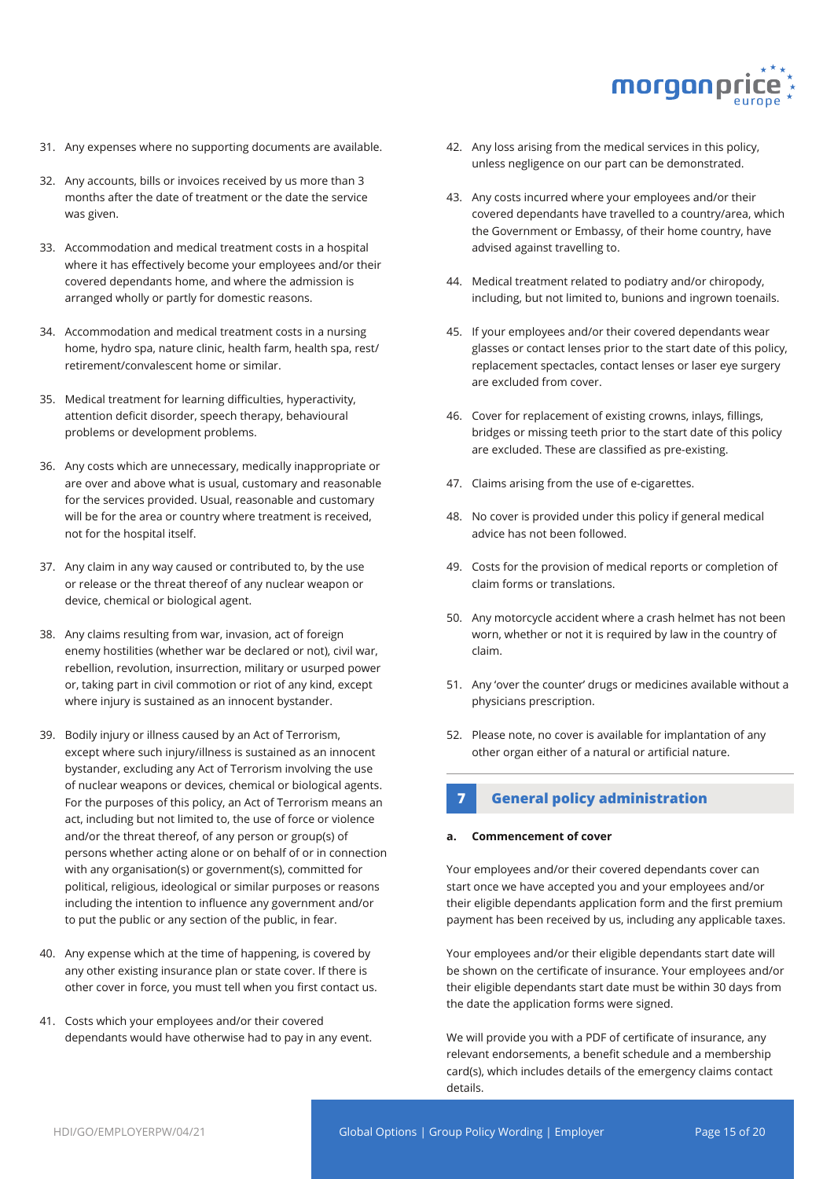31. Any expenses where no supporting documents are available.

32. Any accounts, bills or invoices received by us more than 3 months after the date of treatment or the date the service was given.

33. Accommodation and medical treatment costs in a hospital where it has effectively become your employees and/or their covered dependants home, and where the admission is arranged wholly or partly for domestic reasons.

34. Accommodation and medical treatment costs in a nursing home, hydro spa, nature clinic, health farm, health spa, rest/ retirement/convalescent home or similar.

35. Medical treatment for learning difficulties, hyperactivity, attention deficit disorder, speech therapy, behavioural problems or development problems.

36. Any costs which are unnecessary, medically inappropriate or are over and above what is usual, customary and reasonable for the services provided. Usual, reasonable and customary will be for the area or country where treatment is received, not for the hospital itself.

37. Any claim in any way caused or contributed to, by the use or release or the threat thereof of any nuclear weapon or device, chemical or biological agent.

38. Any claims resulting from war, invasion, act of foreign enemy hostilities (whether war be declared or not), civil war, rebellion, revolution, insurrection, military or usurped power or, taking part in civil commotion or riot of any kind, except where injury is sustained as an innocent bystander.

39. Bodily injury or illness caused by an Act of Terrorism, except where such injury/illness is sustained as an innocent bystander, excluding any Act of Terrorism involving the use of nuclear weapons or devices, chemical or biological agents. For the purposes of this policy, an Act of Terrorism means an act, including but not limited to, the use of force or violence and/or the threat thereof, of any person or group(s) of persons whether acting alone or on behalf of or in connection with any organisation(s) or government(s), committed for political, religious, ideological or similar purposes or reasons including the intention to influence any government and/or to put the public or any section of the public, in fear.

40. Any expense which at the time of happening, is covered by any other existing insurance plan or state cover. If there is other cover in force, you must tell when you first contact us.

41. Costs which your employees and/or their covered dependants would have otherwise had to pay in any event.

42. Any loss arising from the medical services in this policy, unless negligence on our part can be demonstrated.

43. Any costs incurred where your employees and/or their covered dependants have travelled to a country/area, which the Government or Embassy, of their home country, have advised against travelling to.

44. Medical treatment related to podiatry and/or chiropody, including, but not limited to, bunions and ingrown toenails.

45. If your employees and/or their covered dependants wear glasses or contact lenses prior to the start date of this policy, replacement spectacles, contact lenses or laser eye surgery are excluded from cover.

46. Cover for replacement of existing crowns, inlays, fillings, bridges or missing teeth prior to the start date of this policy are excluded. These are classified as pre-existing.

47. Claims arising from the use of e-cigarettes.

48. No cover is provided under this policy if general medical advice has not been followed.

49. Costs for the provision of medical reports or completion of claim forms or translations.

50. Any motorcycle accident where a crash helmet has not been worn, whether or not it is required by law in the country of claim.

51. Any 'over the counter' drugs or medicines available without a physicians prescription.

52. Please note, no cover is available for implantation of any other organ either of a natural or artificial nature.

## 7 General policy administration

### a. Commencement of cover

Your employees and/or their covered dependants cover can start once we have accepted you and your employees and/or their eligible dependants application form and the first premium payment has been received by us, including any applicable taxes.

Your employees and/or their eligible dependants start date will be shown on the certificate of insurance. Your employees and/or their eligible dependants start date must be within 30 days from the date the application forms were signed.

We will provide you with a PDF of certificate of insurance, any relevant endorsements, a benefit schedule and a membership card(s), which includes details of the emergency claims contact details.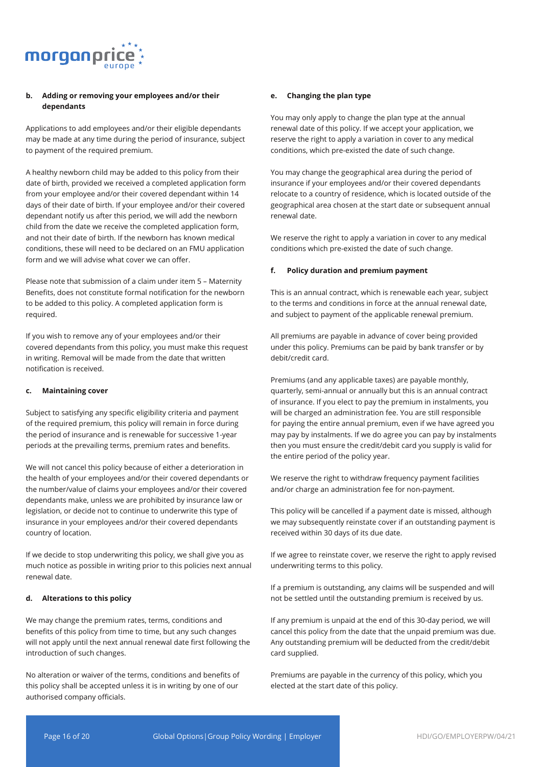**b. Adding or removing your employees and/or their dependants**

Applications to add employees and/or their eligible dependants may be made at any time during the period of insurance, subject to payment of the required premium.

A healthy newborn child may be added to this policy from their date of birth, provided we received a completed application form from your employee and/or their covered dependant within 14 days of their date of birth. If your employee and/or their covered dependant notify us after this period, we will add the newborn child from the date we receive the completed application form, and not their date of birth. If the newborn has known medical conditions, these will need to be declared on an FMU application form and we will advise what cover we can offer.

Please note that submission of a claim under item 5 – Maternity Benefits, does not constitute formal notification for the newborn to be added to this policy. A completed application form is required.

If you wish to remove any of your employees and/or their covered dependants from this policy, you must make this request in writing. Removal will be made from the date that written notification is received.

**c. Maintaining cover**

Subject to satisfying any specific eligibility criteria and payment of the required premium, this policy will remain in force during the period of insurance and is renewable for successive 1-year periods at the prevailing terms, premium rates and benefits.

We will not cancel this policy because of either a deterioration in the health of your employees and/or their covered dependants or the number/value of claims your employees and/or their covered dependants make, unless we are prohibited by insurance law or legislation, or decide not to continue to underwrite this type of insurance in your employees and/or their covered dependants country of location.

If we decide to stop underwriting this policy, we shall give you as much notice as possible in writing prior to this policies next annual renewal date.

**d. Alterations to this policy**

We may change the premium rates, terms, conditions and benefits of this policy from time to time, but any such changes will not apply until the next annual renewal date first following the introduction of such changes.

No alteration or waiver of the terms, conditions and benefits of this policy shall be accepted unless it is in writing by one of our authorised company officials.

**e. Changing the plan type**

You may only apply to change the plan type at the annual renewal date of this policy. If we accept your application, we reserve the right to apply a variation in cover to any medical conditions, which pre-existed the date of such change.

You may change the geographical area during the period of insurance if your employees and/or their covered dependants relocate to a country of residence, which is located outside of the geographical area chosen at the start date or subsequent annual renewal date.

We reserve the right to apply a variation in cover to any medical conditions which pre-existed the date of such change.

**f. Policy duration and premium payment**

This is an annual contract, which is renewable each year, subject to the terms and conditions in force at the annual renewal date, and subject to payment of the applicable renewal premium.

All premiums are payable in advance of cover being provided under this policy. Premiums can be paid by bank transfer or by debit/credit card.

Premiums (and any applicable taxes) are payable monthly, quarterly, semi-annual or annually but this is an annual contract of insurance. If you elect to pay the premium in instalments, you will be charged an administration fee. You are still responsible for paying the entire annual premium, even if we have agreed you may pay by instalments. If we do agree you can pay by instalments then you must ensure the credit/debit card you supply is valid for the entire period of the policy year.

We reserve the right to withdraw frequency payment facilities and/or charge an administration fee for non-payment.

This policy will be cancelled if a payment date is missed, although we may subsequently reinstate cover if an outstanding payment is received within 30 days of its due date.

If we agree to reinstate cover, we reserve the right to apply revised underwriting terms to this policy.

If a premium is outstanding, any claims will be suspended and will not be settled until the outstanding premium is received by us.

If any premium is unpaid at the end of this 30-day period, we will cancel this policy from the date that the unpaid premium was due. Any outstanding premium will be deducted from the credit/debit card supplied.

Premiums are payable in the currency of this policy, which you elected at the start date of this policy.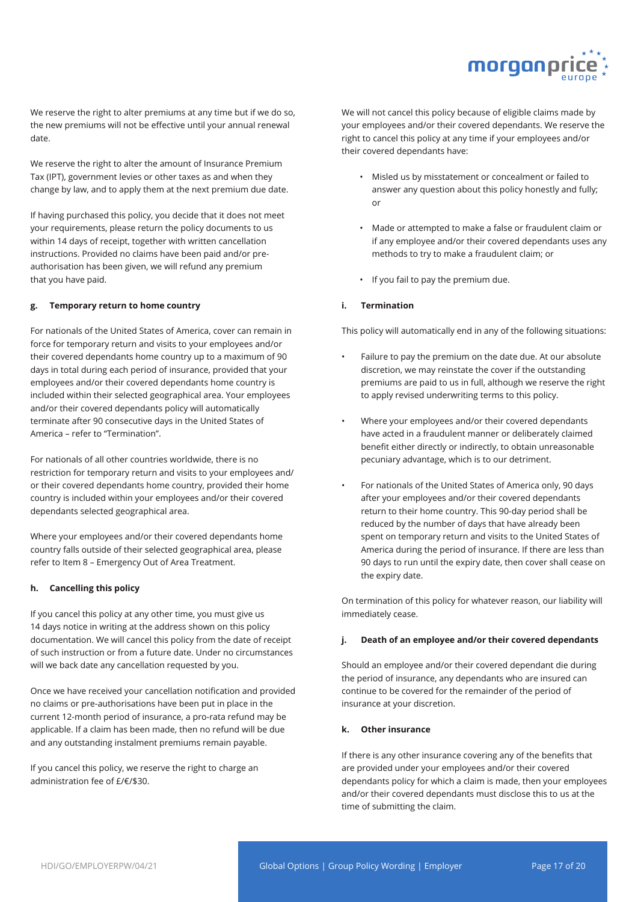We reserve the right to alter premiums at any time but if we do so, the new premiums will not be effective until your annual renewal date.

We reserve the right to alter the amount of Insurance Premium Tax (IPT), government levies or other taxes as and when they change by law, and to apply them at the next premium due date.

If having purchased this policy, you decide that it does not meet your requirements, please return the policy documents to us within 14 days of receipt, together with written cancellation instructions. Provided no claims have been paid and/or pre-authorisation has been given, we will refund any premium that you have paid.

#### g. Temporary return to home country

For nationals of the United States of America, cover can remain in force for temporary return and visits to your employees and/or their covered dependants home country up to a maximum of 90 days in total during each period of insurance, provided that your employees and/or their covered dependants home country is included within their selected geographical area. Your employees and/or their covered dependants policy will automatically terminate after 90 consecutive days in the United States of America – refer to "Termination".

For nationals of all other countries worldwide, there is no restriction for temporary return and visits to your employees and/or their covered dependants home country, provided their home country is included within your employees and/or their covered dependants selected geographical area.

Where your employees and/or their covered dependants home country falls outside of their selected geographical area, please refer to Item 8 – Emergency Out of Area Treatment.

#### h. Cancelling this policy

If you cancel this policy at any other time, you must give us 14 days notice in writing at the address shown on this policy documentation. We will cancel this policy from the date of receipt of such instruction or from a future date. Under no circumstances will we back date any cancellation requested by you.

Once we have received your cancellation notification and provided no claims or pre-authorisations have been put in place in the current 12-month period of insurance, a pro-rata refund may be applicable. If a claim has been made, then no refund will be due and any outstanding instalment premiums remain payable.

If you cancel this policy, we reserve the right to charge an administration fee of £/€/$30.

We will not cancel this policy because of eligible claims made by your employees and/or their covered dependants. We reserve the right to cancel this policy at any time if your employees and/or their covered dependants have:

- Misled us by misstatement or concealment or failed to answer any question about this policy honestly and fully; or
- Made or attempted to make a false or fraudulent claim or if any employee and/or their covered dependants uses any methods to try to make a fraudulent claim; or
- If you fail to pay the premium due.

#### i. Termination

This policy will automatically end in any of the following situations:

- Failure to pay the premium on the date due. At our absolute discretion, we may reinstate the cover if the outstanding premiums are paid to us in full, although we reserve the right to apply revised underwriting terms to this policy.
- Where your employees and/or their covered dependants have acted in a fraudulent manner or deliberately claimed benefit either directly or indirectly, to obtain unreasonable pecuniary advantage, which is to our detriment.
- For nationals of the United States of America only, 90 days after your employees and/or their covered dependants return to their home country. This 90-day period shall be reduced by the number of days that have already been spent on temporary return and visits to the United States of America during the period of insurance. If there are less than 90 days to run until the expiry date, then cover shall cease on the expiry date.

On termination of this policy for whatever reason, our liability will immediately cease.

#### j. Death of an employee and/or their covered dependants

Should an employee and/or their covered dependant die during the period of insurance, any dependants who are insured can continue to be covered for the remainder of the period of insurance at your discretion.

#### k. Other insurance

If there is any other insurance covering any of the benefits that are provided under your employees and/or their covered dependants policy for which a claim is made, then your employees and/or their covered dependants must disclose this to us at the time of submitting the claim.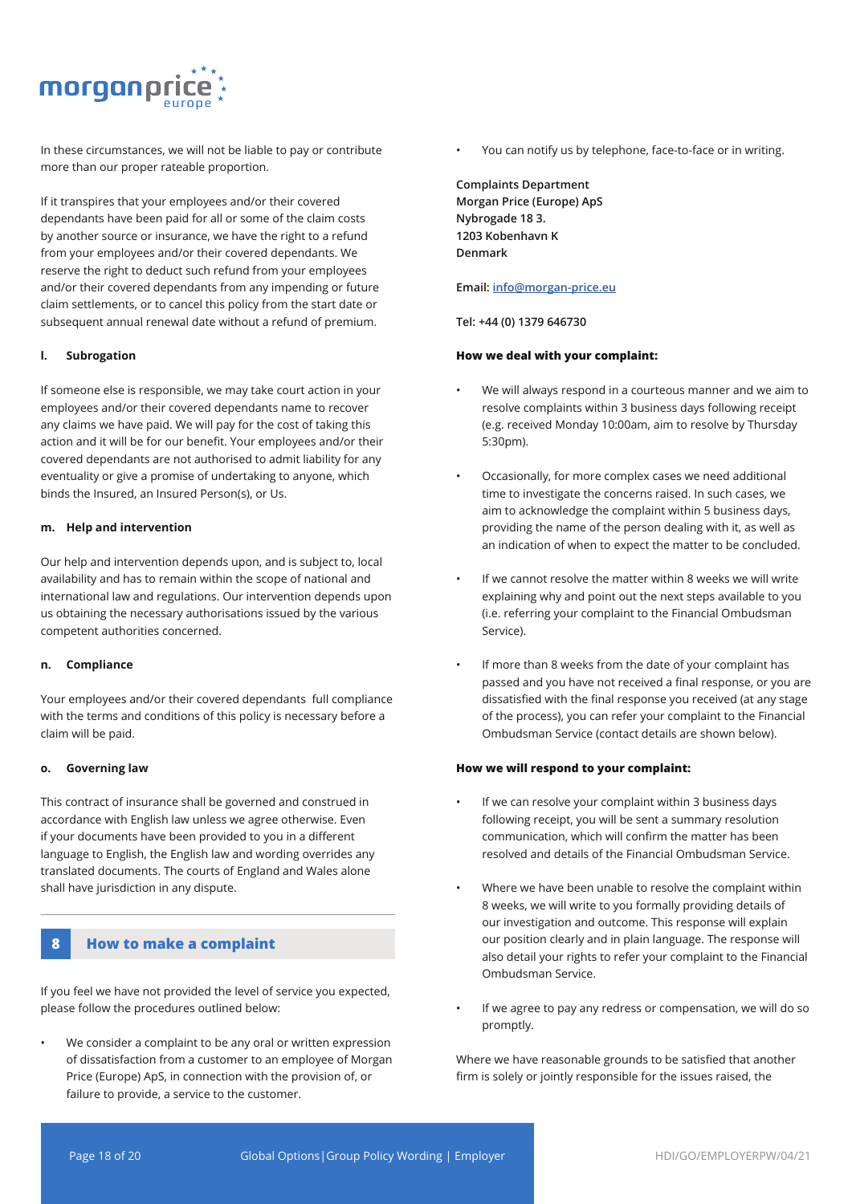In these circumstances, we will not be liable to pay or contribute more than our proper rateable proportion.

If it transpires that your employees and/or their covered dependants have been paid for all or some of the claim costs by another source or insurance, we have the right to a refund from your employees and/or their covered dependants. We reserve the right to deduct such refund from your employees and/or their covered dependants from any impending or future claim settlements, or to cancel this policy from the start date or subsequent annual renewal date without a refund of premium.

#### l. Subrogation

If someone else is responsible, we may take court action in your employees and/or their covered dependants name to recover any claims we have paid. We will pay for the cost of taking this action and it will be for our benefit. Your employees and/or their covered dependants are not authorised to admit liability for any eventuality or give a promise of undertaking to anyone, which binds the Insured, an Insured Person(s), or Us.

#### m. Help and intervention

Our help and intervention depends upon, and is subject to, local availability and has to remain within the scope of national and international law and regulations. Our intervention depends upon us obtaining the necessary authorisations issued by the various competent authorities concerned.

#### n. Compliance

Your employees and/or their covered dependants full compliance with the terms and conditions of this policy is necessary before a claim will be paid.

#### o. Governing law

This contract of insurance shall be governed and construed in accordance with English law unless we agree otherwise. Even if your documents have been provided to you in a different language to English, the English law and wording overrides any translated documents. The courts of England and Wales alone shall have jurisdiction in any dispute.

## 8 How to make a complaint

If you feel we have not provided the level of service you expected, please follow the procedures outlined below:

- We consider a complaint to be any oral or written expression of dissatisfaction from a customer to an employee of Morgan Price (Europe) ApS, in connection with the provision of, or failure to provide, a service to the customer.
- You can notify us by telephone, face-to-face or in writing.

**Complaints Department**
**Morgan Price (Europe) ApS**
**Nybrogade 18 3.**
**1203 Kobenhavn K**
**Denmark**

**Email:** info@morgan-price.eu

**Tel: +44 (0) 1379 646730**

**How we deal with your complaint:**

- We will always respond in a courteous manner and we aim to resolve complaints within 3 business days following receipt (e.g. received Monday 10:00am, aim to resolve by Thursday 5:30pm).
- Occasionally, for more complex cases we need additional time to investigate the concerns raised. In such cases, we aim to acknowledge the complaint within 5 business days, providing the name of the person dealing with it, as well as an indication of when to expect the matter to be concluded.
- If we cannot resolve the matter within 8 weeks we will write explaining why and point out the next steps available to you (i.e. referring your complaint to the Financial Ombudsman Service).
- If more than 8 weeks from the date of your complaint has passed and you have not received a final response, or you are dissatisfied with the final response you received (at any stage of the process), you can refer your complaint to the Financial Ombudsman Service (contact details are shown below).

**How we will respond to your complaint:**

- If we can resolve your complaint within 3 business days following receipt, you will be sent a summary resolution communication, which will confirm the matter has been resolved and details of the Financial Ombudsman Service.
- Where we have been unable to resolve the complaint within 8 weeks, we will write to you formally providing details of our investigation and outcome. This response will explain our position clearly and in plain language. The response will also detail your rights to refer your complaint to the Financial Ombudsman Service.
- If we agree to pay any redress or compensation, we will do so promptly.

Where we have reasonable grounds to be satisfied that another firm is solely or jointly responsible for the issues raised, the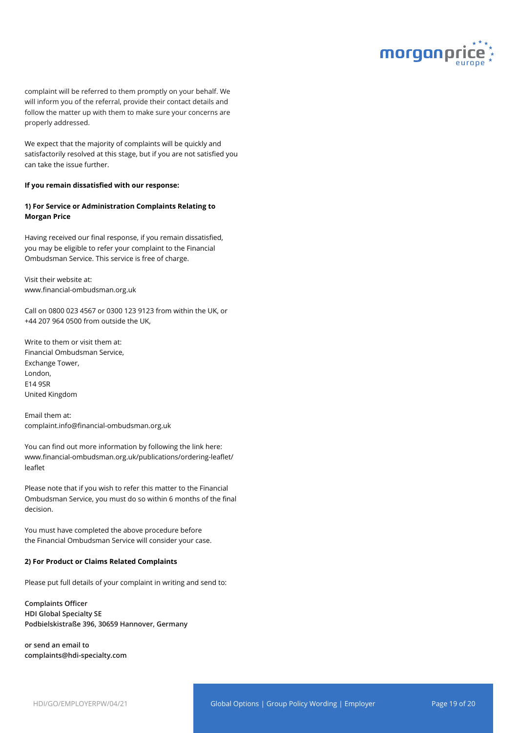complaint will be referred to them promptly on your behalf. We will inform you of the referral, provide their contact details and follow the matter up with them to make sure your concerns are properly addressed.

We expect that the majority of complaints will be quickly and satisfactorily resolved at this stage, but if you are not satisfied you can take the issue further.

**If you remain dissatisfied with our response:**

**1) For Service or Administration Complaints Relating to Morgan Price**

Having received our final response, if you remain dissatisfied, you may be eligible to refer your complaint to the Financial Ombudsman Service. This service is free of charge.

Visit their website at:
www.financial-ombudsman.org.uk

Call on 0800 023 4567 or 0300 123 9123 from within the UK, or +44 207 964 0500 from outside the UK,

Write to them or visit them at:
Financial Ombudsman Service,
Exchange Tower,
London,
E14 9SR
United Kingdom

Email them at:
complaint.info@financial-ombudsman.org.uk

You can find out more information by following the link here:
www.financial-ombudsman.org.uk/publications/ordering-leaflet/leaflet

Please note that if you wish to refer this matter to the Financial Ombudsman Service, you must do so within 6 months of the final decision.

You must have completed the above procedure before the Financial Ombudsman Service will consider your case.

**2) For Product or Claims Related Complaints**

Please put full details of your complaint in writing and send to:

**Complaints Officer**
**HDI Global Specialty SE**
**Podbielskistraße 396, 30659 Hannover, Germany**

**or send an email to**
**complaints@hdi-specialty.com**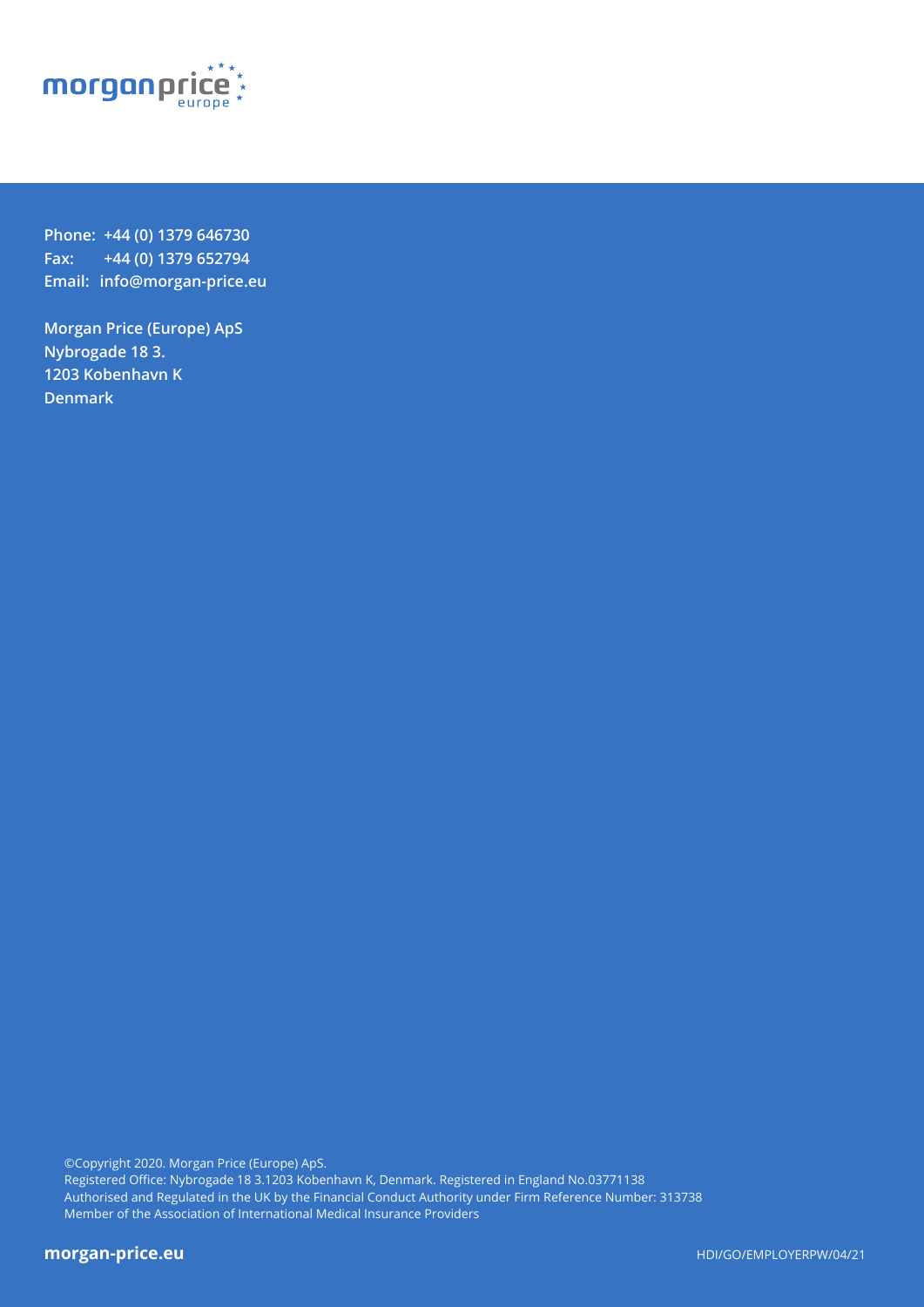morganprice europe

**Phone:** **+44 (0) 1379 646730**
**Fax:** **+44 (0) 1379 652794**
**Email:** **info@morgan-price.eu**

**Morgan Price (Europe) ApS**
**Nybrogade 18 3.**
**1203 Kobenhavn K**
**Denmark**

©Copyright 2020. Morgan Price (Europe) ApS.
Registered Office: Nybrogade 18 3.1203 Kobenhavn K, Denmark. Registered in England No.03771138
Authorised and Regulated in the UK by the Financial Conduct Authority under Firm Reference Number: 313738
Member of the Association of International Medical Insurance Providers

**morgan-price.eu**

HDI/GO/EMPLOYERPW/04/21